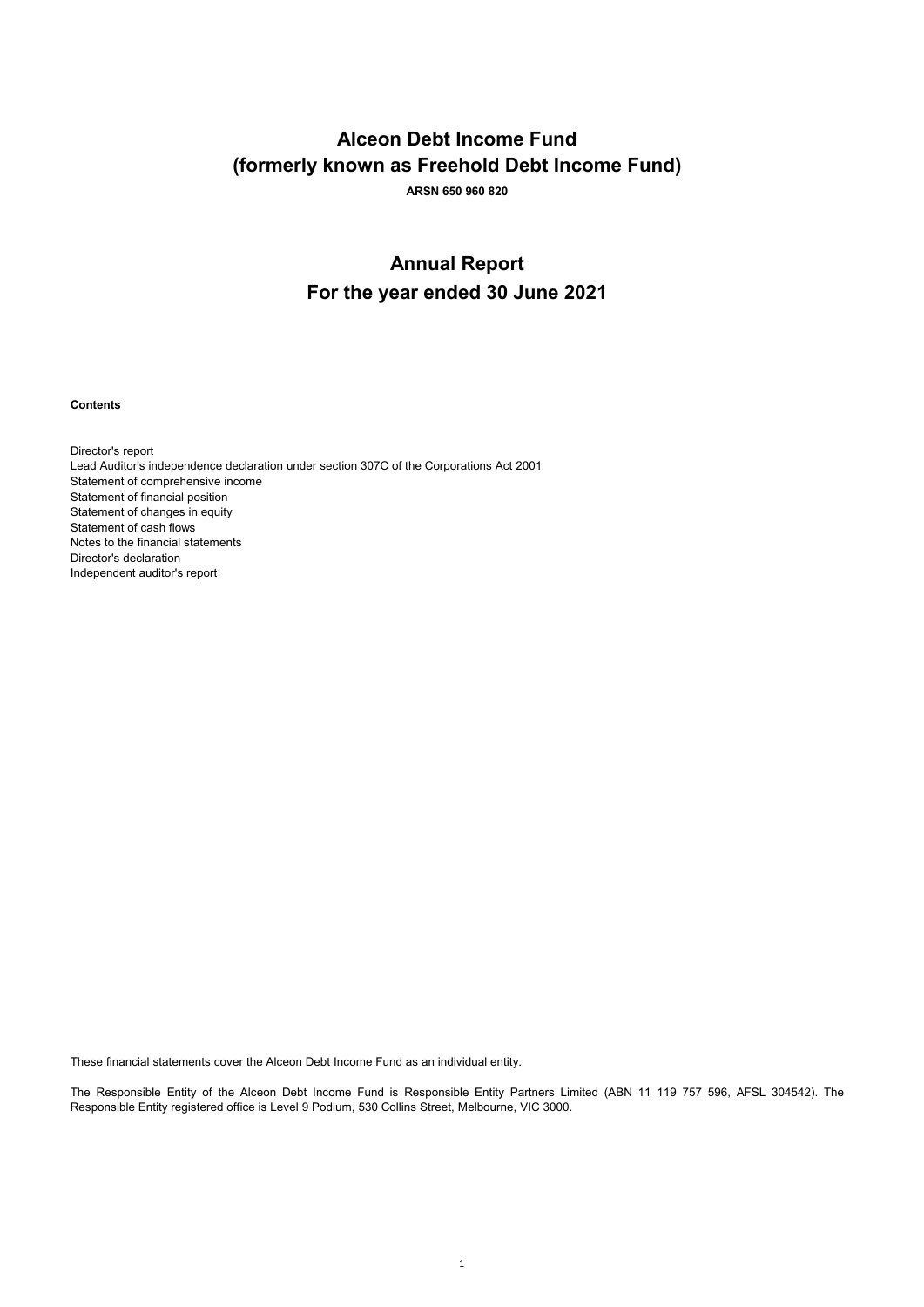# Alceon Debt Income Fund
# (formerly known as Freehold Debt Income Fund)

**ARSN 650 960 820**

## Annual Report
## For the year ended 30 June 2021

**Contents**

Director's report
Lead Auditor's independence declaration under section 307C of the Corporations Act 2001
Statement of comprehensive income
Statement of financial position
Statement of changes in equity
Statement of cash flows
Notes to the financial statements
Director's declaration
Independent auditor's report

These financial statements cover the Alceon Debt Income Fund as an individual entity.

The Responsible Entity of the Alceon Debt Income Fund is Responsible Entity Partners Limited (ABN 11 119 757 596, AFSL 304542). The Responsible Entity registered office is Level 9 Podium, 530 Collins Street, Melbourne, VIC 3000.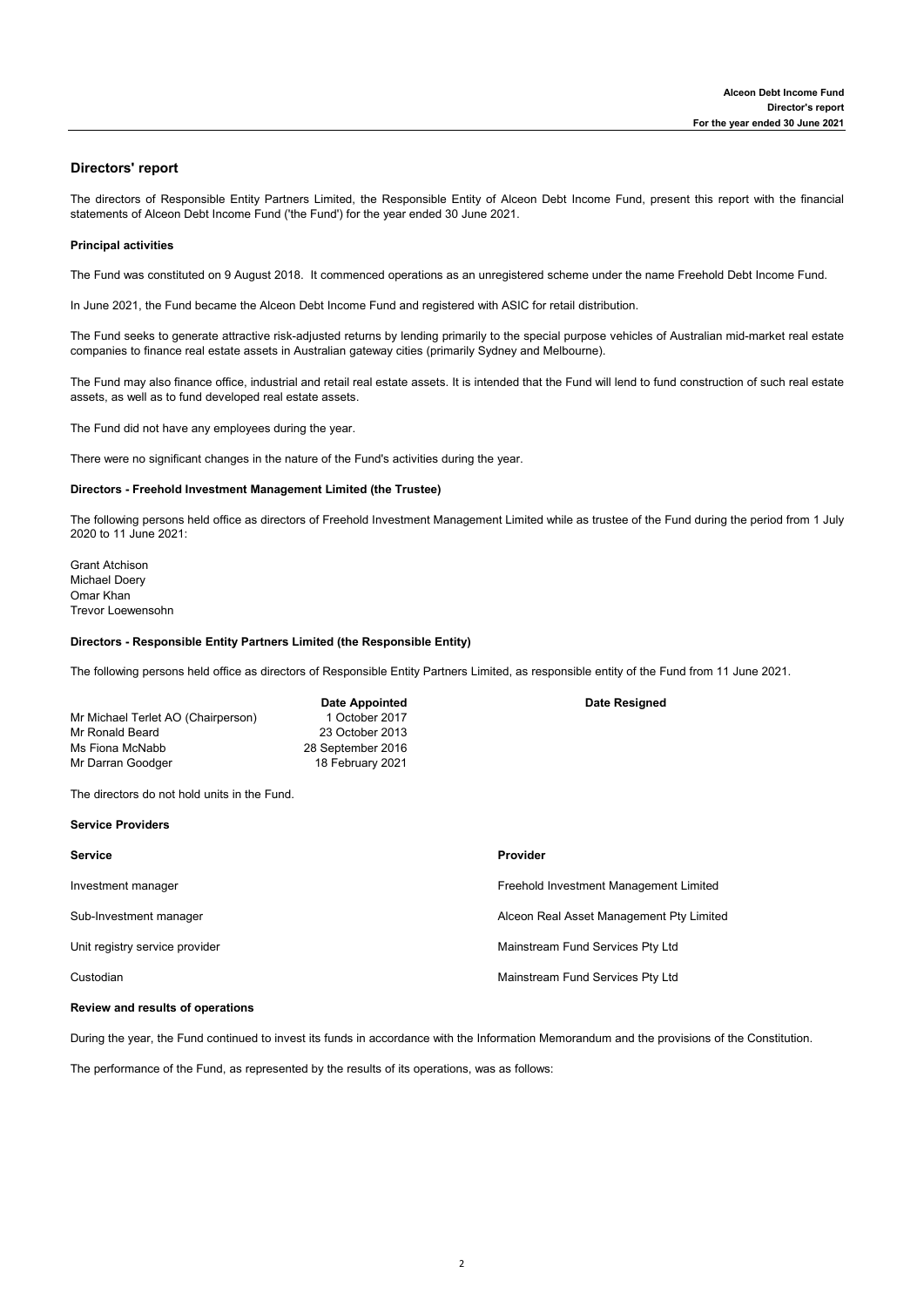## Directors' report

The directors of Responsible Entity Partners Limited, the Responsible Entity of Alceon Debt Income Fund, present this report with the financial statements of Alceon Debt Income Fund ('the Fund') for the year ended 30 June 2021.

### Principal activities

The Fund was constituted on 9 August 2018. It commenced operations as an unregistered scheme under the name Freehold Debt Income Fund.

In June 2021, the Fund became the Alceon Debt Income Fund and registered with ASIC for retail distribution.

The Fund seeks to generate attractive risk-adjusted returns by lending primarily to the special purpose vehicles of Australian mid-market real estate companies to finance real estate assets in Australian gateway cities (primarily Sydney and Melbourne).

The Fund may also finance office, industrial and retail real estate assets. It is intended that the Fund will lend to fund construction of such real estate assets, as well as to fund developed real estate assets.

The Fund did not have any employees during the year.

There were no significant changes in the nature of the Fund's activities during the year.

### Directors - Freehold Investment Management Limited (the Trustee)

The following persons held office as directors of Freehold Investment Management Limited while as trustee of the Fund during the period from 1 July 2020 to 11 June 2021:

Grant Atchison
Michael Doery
Omar Khan
Trevor Loewensohn

### Directors - Responsible Entity Partners Limited (the Responsible Entity)

The following persons held office as directors of Responsible Entity Partners Limited, as responsible entity of the Fund from 11 June 2021.

| | Date Appointed | Date Resigned |
|---|---|---|
| Mr Michael Terlet AO (Chairperson) | 1 October 2017 | |
| Mr Ronald Beard | 23 October 2013 | |
| Ms Fiona McNabb | 28 September 2016 | |
| Mr Darran Goodger | 18 February 2021 | |

The directors do not hold units in the Fund.

### Service Providers

| Service | Provider |
|---|---|
| Investment manager | Freehold Investment Management Limited |
| Sub-Investment manager | Alceon Real Asset Management Pty Limited |
| Unit registry service provider | Mainstream Fund Services Pty Ltd |
| Custodian | Mainstream Fund Services Pty Ltd |

### Review and results of operations

During the year, the Fund continued to invest its funds in accordance with the Information Memorandum and the provisions of the Constitution.

The performance of the Fund, as represented by the results of its operations, was as follows: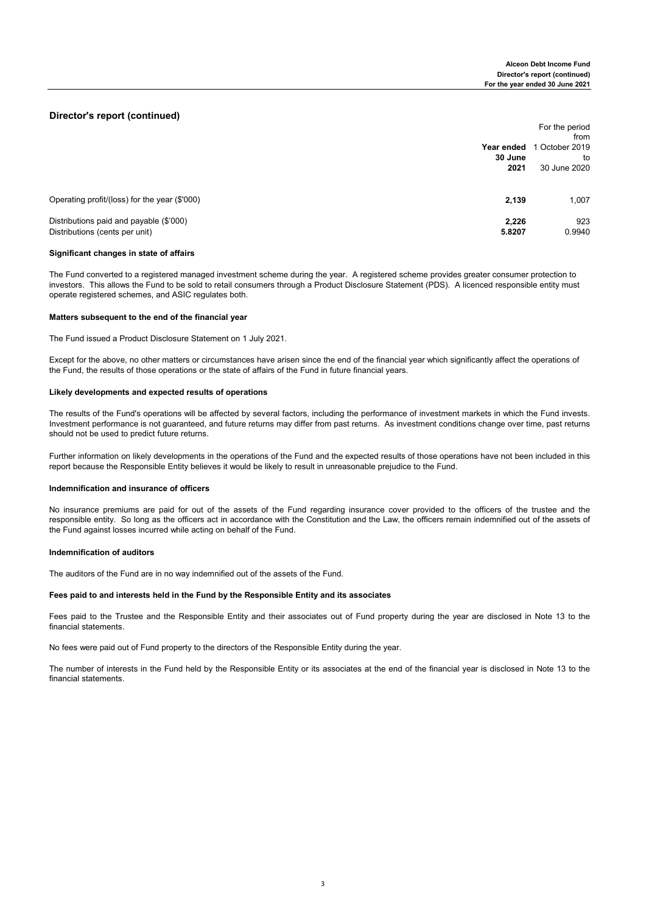## Director's report (continued)

| | Year ended 30 June 2021 | For the period from 1 October 2019 to 30 June 2020 |
|---|---|---|
| Operating profit/(loss) for the year ($'000) | **2,139** | 1,007 |
| Distributions paid and payable ($'000) | **2,226** | 923 |
| Distributions (cents per unit) | **5.8207** | 0.9940 |

### Significant changes in state of affairs

The Fund converted to a registered managed investment scheme during the year. A registered scheme provides greater consumer protection to investors. This allows the Fund to be sold to retail consumers through a Product Disclosure Statement (PDS). A licenced responsible entity must operate registered schemes, and ASIC regulates both.

### Matters subsequent to the end of the financial year

The Fund issued a Product Disclosure Statement on 1 July 2021.

Except for the above, no other matters or circumstances have arisen since the end of the financial year which significantly affect the operations of the Fund, the results of those operations or the state of affairs of the Fund in future financial years.

### Likely developments and expected results of operations

The results of the Fund's operations will be affected by several factors, including the performance of investment markets in which the Fund invests. Investment performance is not guaranteed, and future returns may differ from past returns. As investment conditions change over time, past returns should not be used to predict future returns.

Further information on likely developments in the operations of the Fund and the expected results of those operations have not been included in this report because the Responsible Entity believes it would be likely to result in unreasonable prejudice to the Fund.

### Indemnification and insurance of officers

No insurance premiums are paid for out of the assets of the Fund regarding insurance cover provided to the officers of the trustee and the responsible entity. So long as the officers act in accordance with the Constitution and the Law, the officers remain indemnified out of the assets of the Fund against losses incurred while acting on behalf of the Fund.

### Indemnification of auditors

The auditors of the Fund are in no way indemnified out of the assets of the Fund.

### Fees paid to and interests held in the Fund by the Responsible Entity and its associates

Fees paid to the Trustee and the Responsible Entity and their associates out of Fund property during the year are disclosed in Note 13 to the financial statements.

No fees were paid out of Fund property to the directors of the Responsible Entity during the year.

The number of interests in the Fund held by the Responsible Entity or its associates at the end of the financial year is disclosed in Note 13 to the financial statements.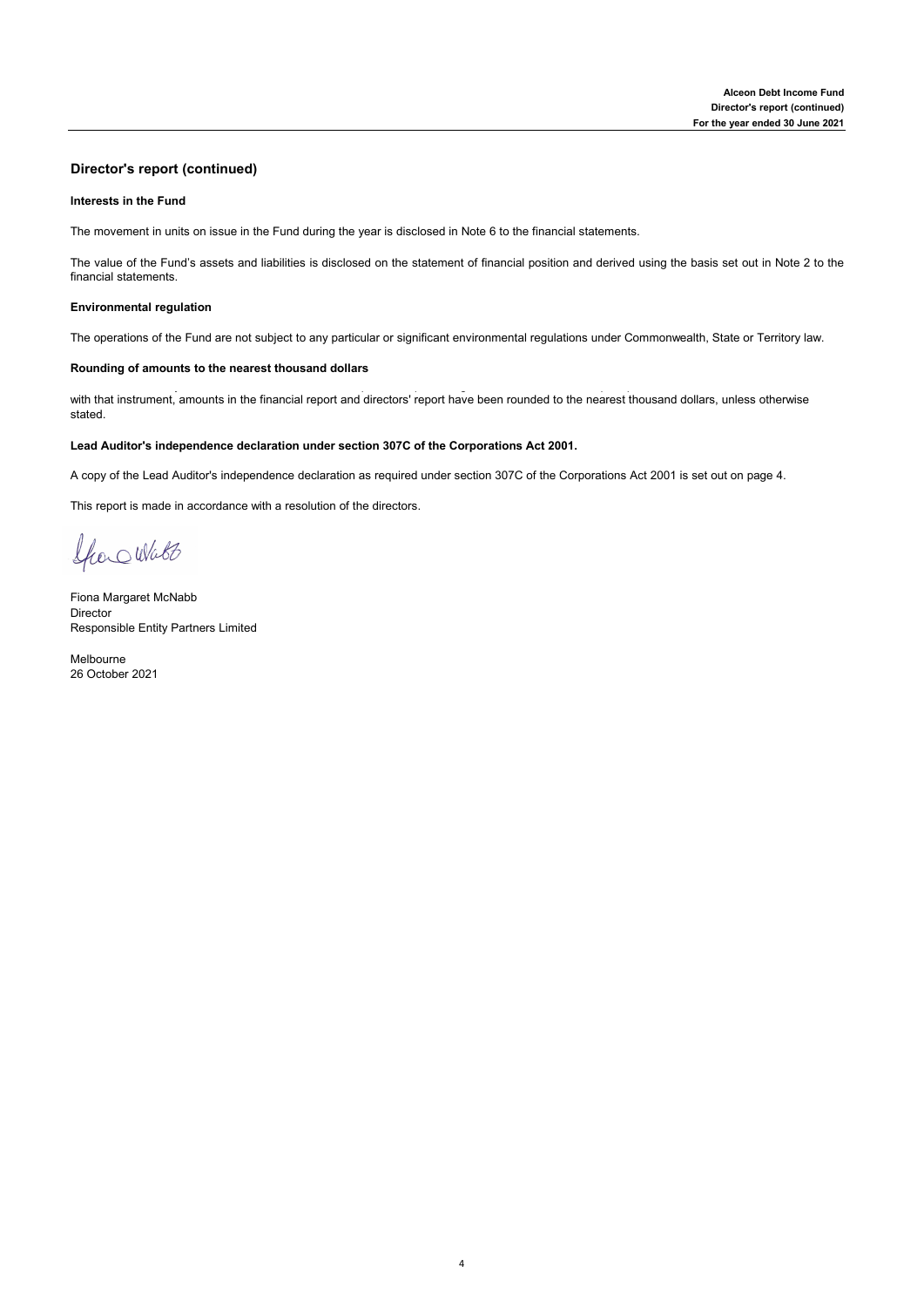## Director's report (continued)

### Interests in the Fund

The movement in units on issue in the Fund during the year is disclosed in Note 6 to the financial statements.

The value of the Fund's assets and liabilities is disclosed on the statement of financial position and derived using the basis set out in Note 2 to the financial statements.

### Environmental regulation

The operations of the Fund are not subject to any particular or significant environmental regulations under Commonwealth, State or Territory law.

### Rounding of amounts to the nearest thousand dollars

with that instrument, amounts in the financial report and directors' report have been rounded to the nearest thousand dollars, unless otherwise stated.

### Lead Auditor's independence declaration under section 307C of the Corporations Act 2001.

A copy of the Lead Auditor's independence declaration as required under section 307C of the Corporations Act 2001 is set out on page 4.

This report is made in accordance with a resolution of the directors.

Fiona Margaret McNabb
Director
Responsible Entity Partners Limited

Melbourne
26 October 2021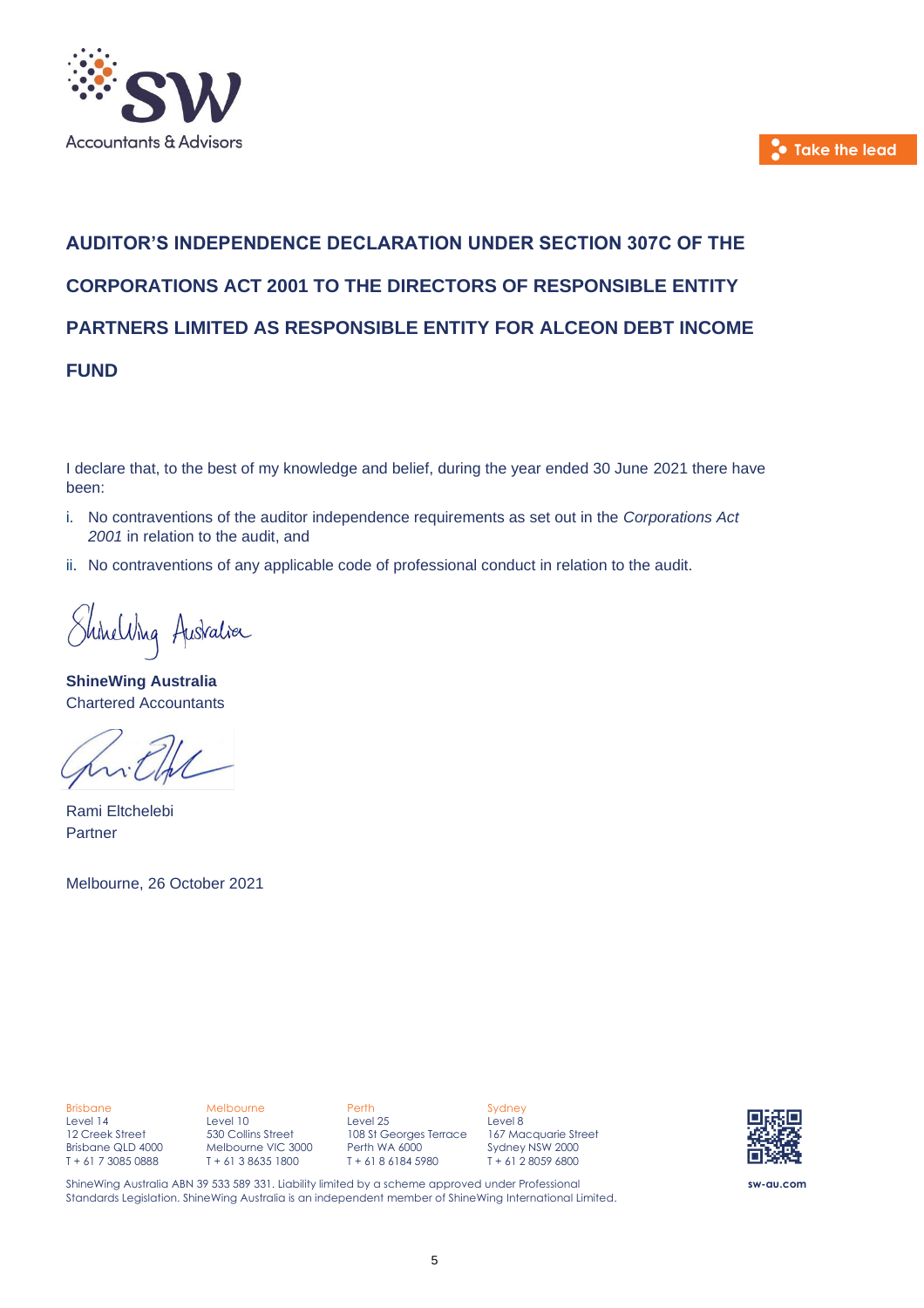# AUDITOR'S INDEPENDENCE DECLARATION UNDER SECTION 307C OF THE CORPORATIONS ACT 2001 TO THE DIRECTORS OF RESPONSIBLE ENTITY PARTNERS LIMITED AS RESPONSIBLE ENTITY FOR ALCEON DEBT INCOME FUND

I declare that, to the best of my knowledge and belief, during the year ended 30 June 2021 there have been:

i. No contraventions of the auditor independence requirements as set out in the *Corporations Act 2001* in relation to the audit, and

ii. No contraventions of any applicable code of professional conduct in relation to the audit.

**ShineWing Australia**
Chartered Accountants

Rami Eltchelebi
Partner

Melbourne, 26 October 2021

Brisbane
Level 14
12 Creek Street
Brisbane QLD 4000
T + 61 7 3085 0888

Melbourne
Level 10
530 Collins Street
Melbourne VIC 3000
T + 61 3 8635 1800

Perth
Level 25
108 St Georges Terrace
Perth WA 6000
T + 61 8 6184 5980

Sydney
Level 8
167 Macquarie Street
Sydney NSW 2000
T + 61 2 8059 6800

ShineWing Australia ABN 39 533 589 331. Liability limited by a scheme approved under Professional Standards Legislation. ShineWing Australia is an independent member of ShineWing International Limited.

sw-au.com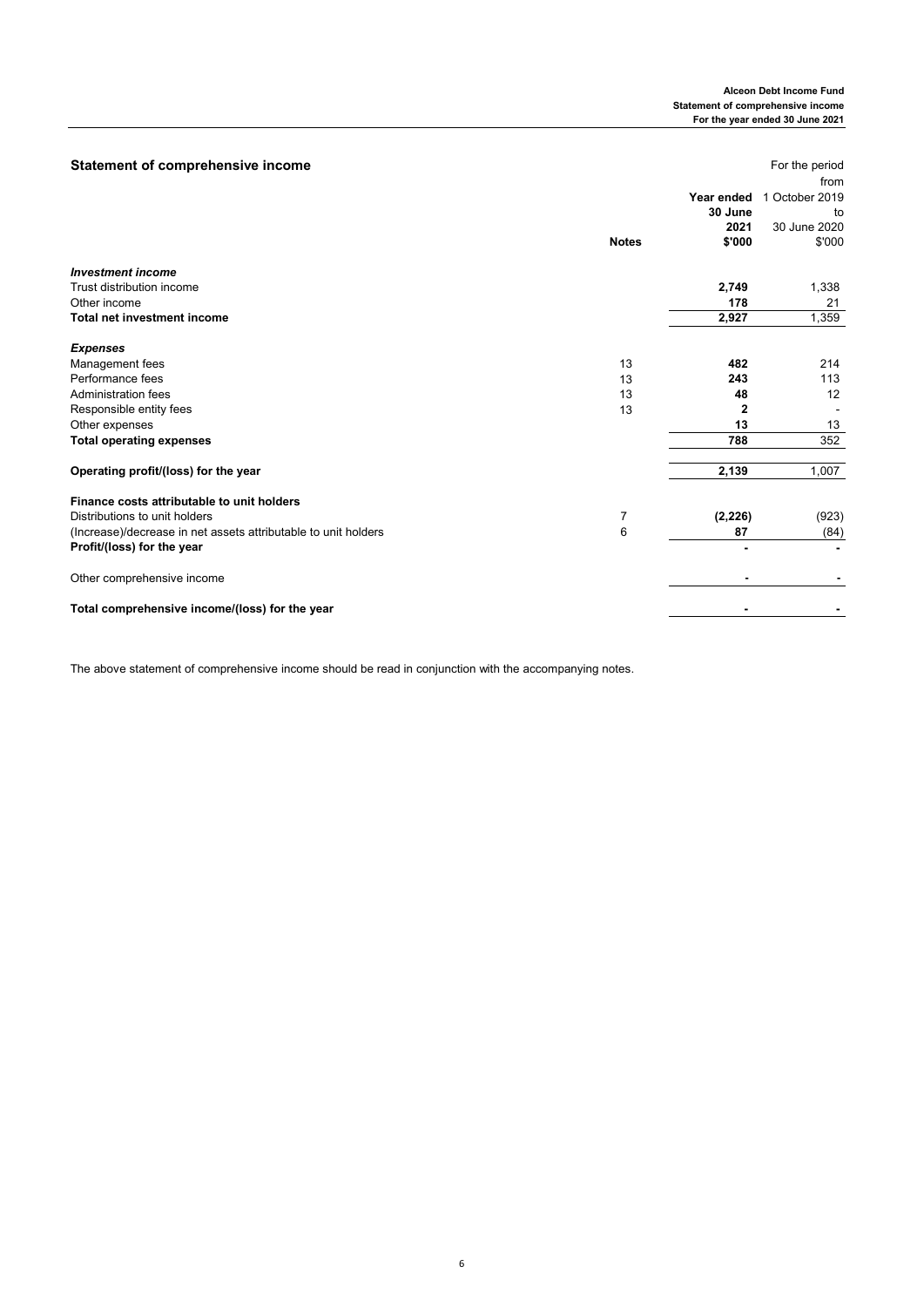## Statement of comprehensive income

| | Notes | Year ended 30 June 2021 $'000 | For the period from 1 October 2019 to 30 June 2020 $'000 |
|---|---|---|---|
| ***Investment income*** | | | |
| Trust distribution income | | **2,749** | 1,338 |
| Other income | | **178** | 21 |
| **Total net investment income** | | **2,927** | 1,359 |
| ***Expenses*** | | | |
| Management fees | 13 | **482** | 214 |
| Performance fees | 13 | **243** | 113 |
| Administration fees | 13 | **48** | 12 |
| Responsible entity fees | 13 | **2** | - |
| Other expenses | | **13** | 13 |
| **Total operating expenses** | | **788** | 352 |
| **Operating profit/(loss) for the year** | | **2,139** | 1,007 |
| **Finance costs attributable to unit holders** | | | |
| Distributions to unit holders | 7 | **(2,226)** | (923) |
| (Increase)/decrease in net assets attributable to unit holders | 6 | **87** | (84) |
| **Profit/(loss) for the year** | | **-** | **-** |
| Other comprehensive income | | **-** | **-** |
| **Total comprehensive income/(loss) for the year** | | **-** | **-** |

The above statement of comprehensive income should be read in conjunction with the accompanying notes.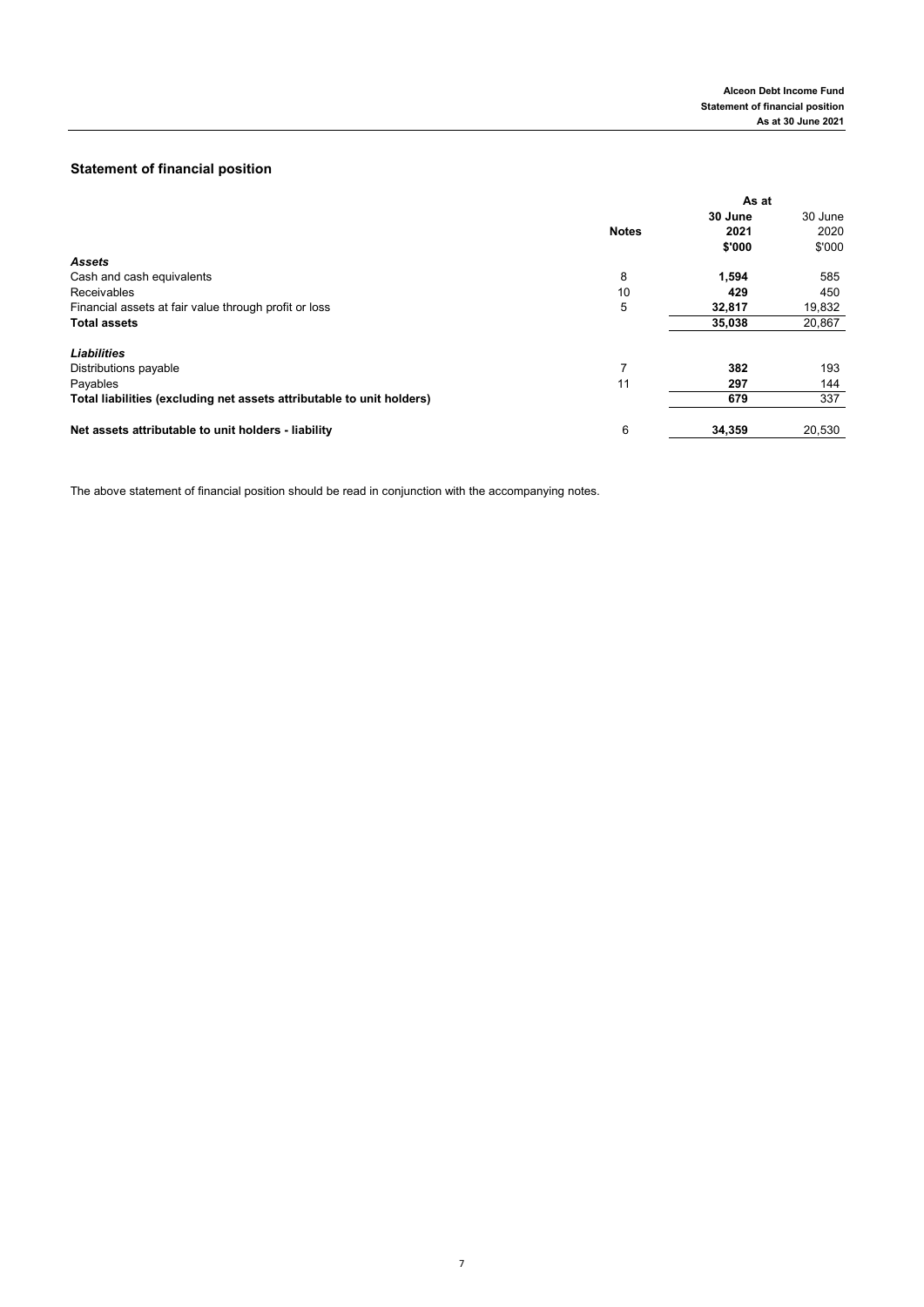## Statement of financial position

| | Notes | As at 30 June 2021 $'000 | 30 June 2020 $'000 |
|---|---|---|---|
| ***Assets*** | | | |
| Cash and cash equivalents | 8 | **1,594** | 585 |
| Receivables | 10 | **429** | 450 |
| Financial assets at fair value through profit or loss | 5 | **32,817** | 19,832 |
| **Total assets** | | **35,038** | 20,867 |
| ***Liabilities*** | | | |
| Distributions payable | 7 | **382** | 193 |
| Payables | 11 | **297** | 144 |
| **Total liabilities (excluding net assets attributable to unit holders)** | | **679** | 337 |
| **Net assets attributable to unit holders - liability** | 6 | **34,359** | 20,530 |

The above statement of financial position should be read in conjunction with the accompanying notes.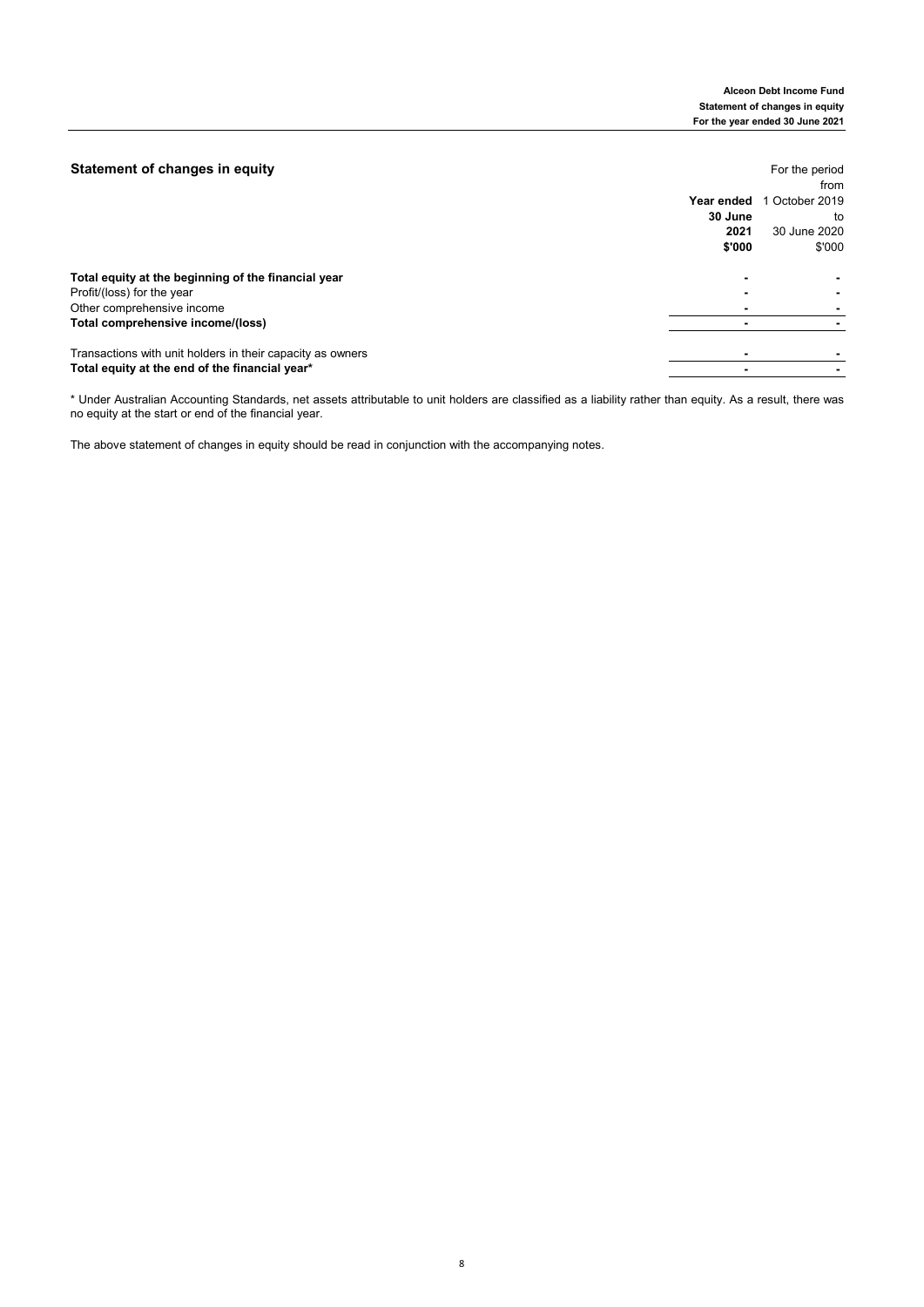## Statement of changes in equity

| | Year ended 30 June 2021 $'000 | For the period from 1 October 2019 to 30 June 2020 $'000 |
|---|---|---|
| **Total equity at the beginning of the financial year** | - | - |
| Profit/(loss) for the year | - | - |
| Other comprehensive income | - | - |
| **Total comprehensive income/(loss)** | - | - |
| | | |
| Transactions with unit holders in their capacity as owners | - | - |
| **Total equity at the end of the financial year*** | - | - |

* Under Australian Accounting Standards, net assets attributable to unit holders are classified as a liability rather than equity. As a result, there was no equity at the start or end of the financial year.

The above statement of changes in equity should be read in conjunction with the accompanying notes.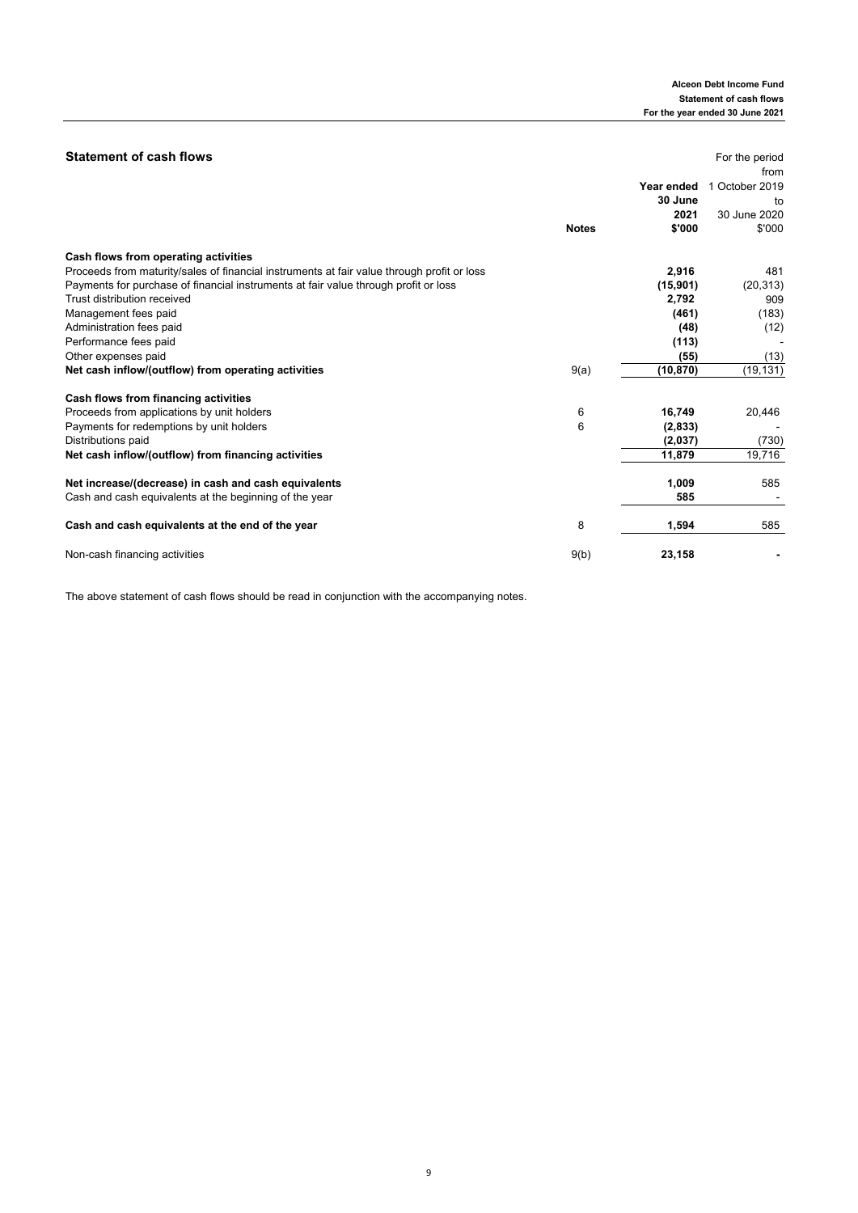## Statement of cash flows

| | Notes | Year ended 30 June 2021 $'000 | For the period from 1 October 2019 to 30 June 2020 $'000 |
|---|---|---|---|
| **Cash flows from operating activities** | | | |
| Proceeds from maturity/sales of financial instruments at fair value through profit or loss | | **2,916** | 481 |
| Payments for purchase of financial instruments at fair value through profit or loss | | **(15,901)** | (20,313) |
| Trust distribution received | | **2,792** | 909 |
| Management fees paid | | **(461)** | (183) |
| Administration fees paid | | **(48)** | (12) |
| Performance fees paid | | **(113)** | - |
| Other expenses paid | | **(55)** | (13) |
| **Net cash inflow/(outflow) from operating activities** | 9(a) | **(10,870)** | (19,131) |
| **Cash flows from financing activities** | | | |
| Proceeds from applications by unit holders | 6 | **16,749** | 20,446 |
| Payments for redemptions by unit holders | 6 | **(2,833)** | - |
| Distributions paid | | **(2,037)** | (730) |
| **Net cash inflow/(outflow) from financing activities** | | **11,879** | 19,716 |
| **Net increase/(decrease) in cash and cash equivalents** | | **1,009** | 585 |
| Cash and cash equivalents at the beginning of the year | | **585** | - |
| **Cash and cash equivalents at the end of the year** | 8 | **1,594** | 585 |
| Non-cash financing activities | 9(b) | **23,158** | **-** |

The above statement of cash flows should be read in conjunction with the accompanying notes.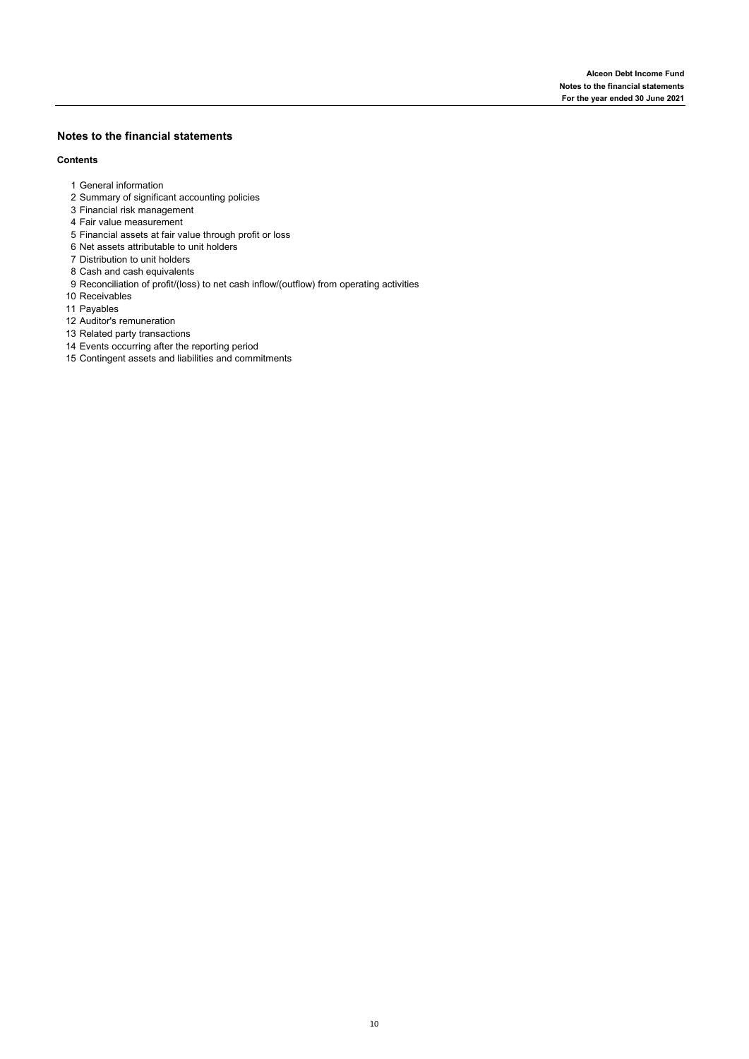## Notes to the financial statements

**Contents**

1 General information
2 Summary of significant accounting policies
3 Financial risk management
4 Fair value measurement
5 Financial assets at fair value through profit or loss
6 Net assets attributable to unit holders
7 Distribution to unit holders
8 Cash and cash equivalents
9 Reconciliation of profit/(loss) to net cash inflow/(outflow) from operating activities
10 Receivables
11 Payables
12 Auditor's remuneration
13 Related party transactions
14 Events occurring after the reporting period
15 Contingent assets and liabilities and commitments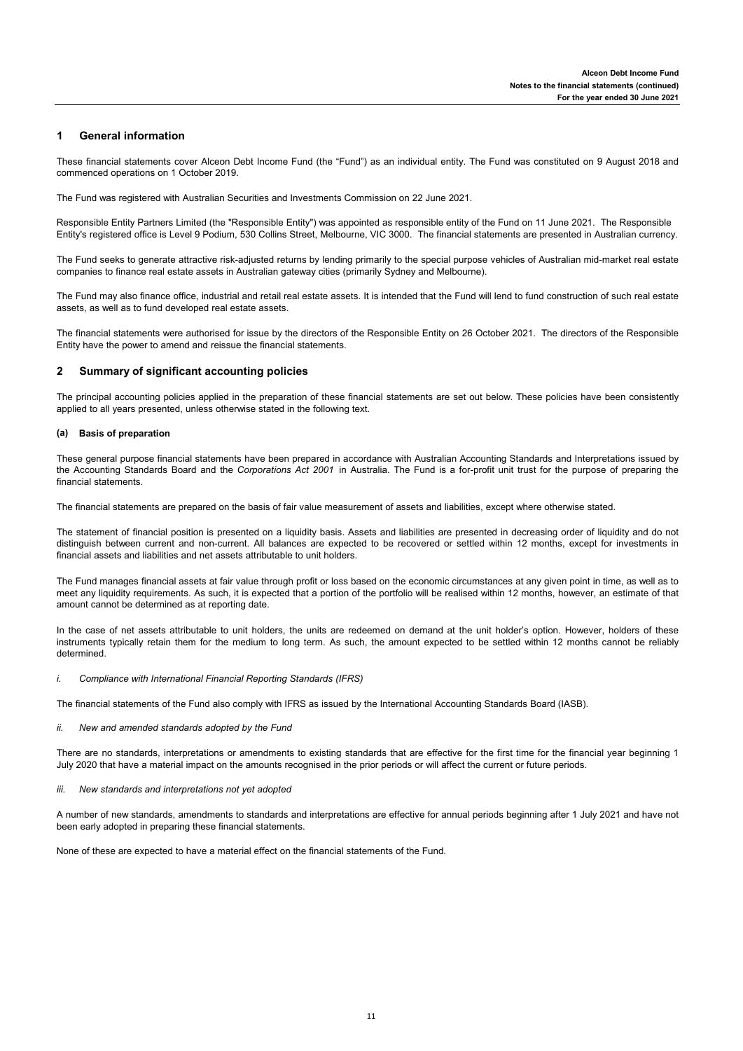## 1 General information

These financial statements cover Alceon Debt Income Fund (the "Fund") as an individual entity. The Fund was constituted on 9 August 2018 and commenced operations on 1 October 2019.

The Fund was registered with Australian Securities and Investments Commission on 22 June 2021.

Responsible Entity Partners Limited (the "Responsible Entity") was appointed as responsible entity of the Fund on 11 June 2021. The Responsible Entity's registered office is Level 9 Podium, 530 Collins Street, Melbourne, VIC 3000. The financial statements are presented in Australian currency.

The Fund seeks to generate attractive risk-adjusted returns by lending primarily to the special purpose vehicles of Australian mid-market real estate companies to finance real estate assets in Australian gateway cities (primarily Sydney and Melbourne).

The Fund may also finance office, industrial and retail real estate assets. It is intended that the Fund will lend to fund construction of such real estate assets, as well as to fund developed real estate assets.

The financial statements were authorised for issue by the directors of the Responsible Entity on 26 October 2021. The directors of the Responsible Entity have the power to amend and reissue the financial statements.

## 2 Summary of significant accounting policies

The principal accounting policies applied in the preparation of these financial statements are set out below. These policies have been consistently applied to all years presented, unless otherwise stated in the following text.

### (a) Basis of preparation

These general purpose financial statements have been prepared in accordance with Australian Accounting Standards and Interpretations issued by the Accounting Standards Board and the *Corporations Act 2001* in Australia. The Fund is a for-profit unit trust for the purpose of preparing the financial statements.

The financial statements are prepared on the basis of fair value measurement of assets and liabilities, except where otherwise stated.

The statement of financial position is presented on a liquidity basis. Assets and liabilities are presented in decreasing order of liquidity and do not distinguish between current and non-current. All balances are expected to be recovered or settled within 12 months, except for investments in financial assets and liabilities and net assets attributable to unit holders.

The Fund manages financial assets at fair value through profit or loss based on the economic circumstances at any given point in time, as well as to meet any liquidity requirements. As such, it is expected that a portion of the portfolio will be realised within 12 months, however, an estimate of that amount cannot be determined as at reporting date.

In the case of net assets attributable to unit holders, the units are redeemed on demand at the unit holder's option. However, holders of these instruments typically retain them for the medium to long term. As such, the amount expected to be settled within 12 months cannot be reliably determined.

*i. Compliance with International Financial Reporting Standards (IFRS)*

The financial statements of the Fund also comply with IFRS as issued by the International Accounting Standards Board (IASB).

*ii. New and amended standards adopted by the Fund*

There are no standards, interpretations or amendments to existing standards that are effective for the first time for the financial year beginning 1 July 2020 that have a material impact on the amounts recognised in the prior periods or will affect the current or future periods.

*iii. New standards and interpretations not yet adopted*

A number of new standards, amendments to standards and interpretations are effective for annual periods beginning after 1 July 2021 and have not been early adopted in preparing these financial statements.

None of these are expected to have a material effect on the financial statements of the Fund.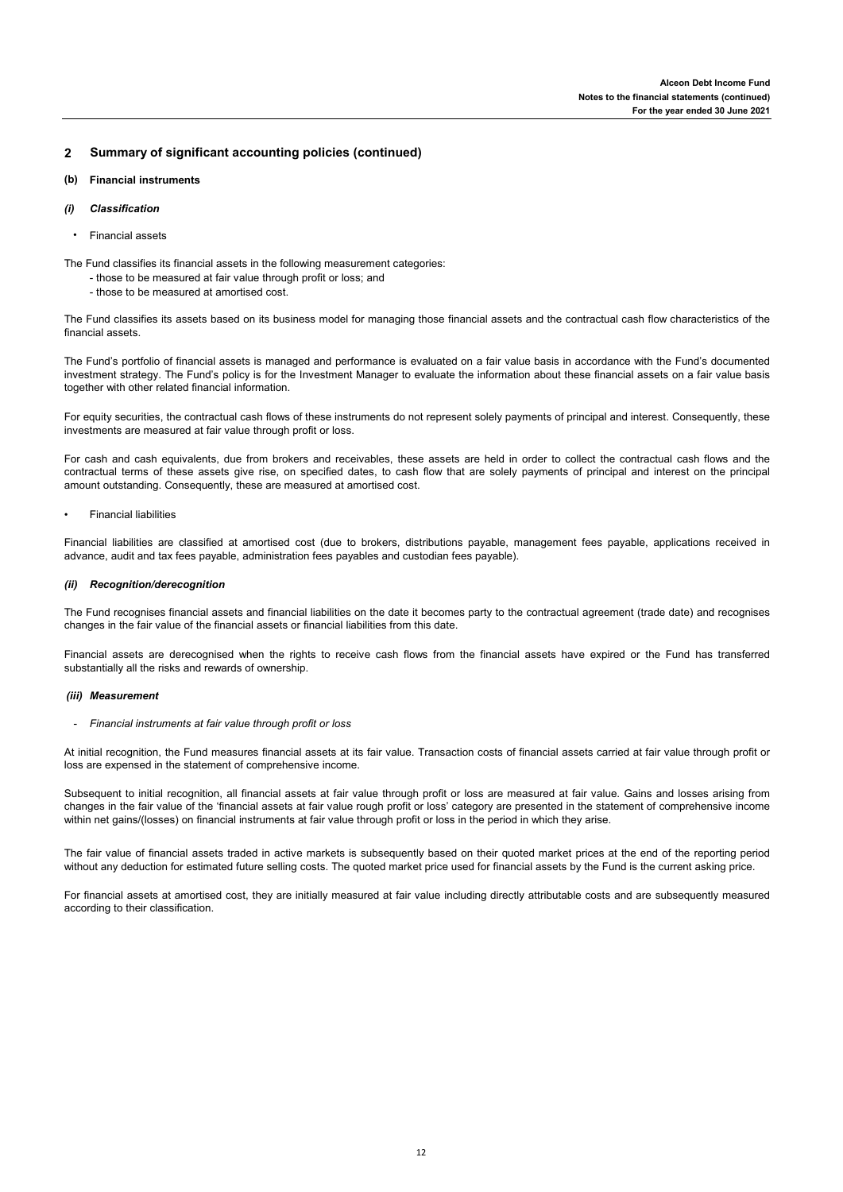## 2 Summary of significant accounting policies (continued)

### (b) Financial instruments

#### *(i) Classification*

- Financial assets

The Fund classifies its financial assets in the following measurement categories:

- those to be measured at fair value through profit or loss; and
- those to be measured at amortised cost.

The Fund classifies its assets based on its business model for managing those financial assets and the contractual cash flow characteristics of the financial assets.

The Fund's portfolio of financial assets is managed and performance is evaluated on a fair value basis in accordance with the Fund's documented investment strategy. The Fund's policy is for the Investment Manager to evaluate the information about these financial assets on a fair value basis together with other related financial information.

For equity securities, the contractual cash flows of these instruments do not represent solely payments of principal and interest. Consequently, these investments are measured at fair value through profit or loss.

For cash and cash equivalents, due from brokers and receivables, these assets are held in order to collect the contractual cash flows and the contractual terms of these assets give rise, on specified dates, to cash flow that are solely payments of principal and interest on the principal amount outstanding. Consequently, these are measured at amortised cost.

- Financial liabilities

Financial liabilities are classified at amortised cost (due to brokers, distributions payable, management fees payable, applications received in advance, audit and tax fees payable, administration fees payables and custodian fees payable).

#### *(ii) Recognition/derecognition*

The Fund recognises financial assets and financial liabilities on the date it becomes party to the contractual agreement (trade date) and recognises changes in the fair value of the financial assets or financial liabilities from this date.

Financial assets are derecognised when the rights to receive cash flows from the financial assets have expired or the Fund has transferred substantially all the risks and rewards of ownership.

#### *(iii) Measurement*

- *Financial instruments at fair value through profit or loss*

At initial recognition, the Fund measures financial assets at its fair value. Transaction costs of financial assets carried at fair value through profit or loss are expensed in the statement of comprehensive income.

Subsequent to initial recognition, all financial assets at fair value through profit or loss are measured at fair value. Gains and losses arising from changes in the fair value of the 'financial assets at fair value rough profit or loss' category are presented in the statement of comprehensive income within net gains/(losses) on financial instruments at fair value through profit or loss in the period in which they arise.

The fair value of financial assets traded in active markets is subsequently based on their quoted market prices at the end of the reporting period without any deduction for estimated future selling costs. The quoted market price used for financial assets by the Fund is the current asking price.

For financial assets at amortised cost, they are initially measured at fair value including directly attributable costs and are subsequently measured according to their classification.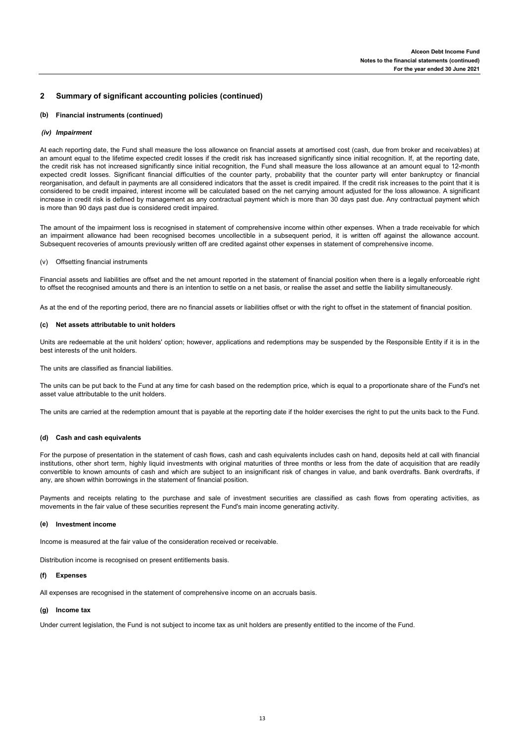## 2 Summary of significant accounting policies (continued)

### (b) Financial instruments (continued)

#### *(iv) Impairment*

At each reporting date, the Fund shall measure the loss allowance on financial assets at amortised cost (cash, due from broker and receivables) at an amount equal to the lifetime expected credit losses if the credit risk has increased significantly since initial recognition. If, at the reporting date, the credit risk has not increased significantly since initial recognition, the Fund shall measure the loss allowance at an amount equal to 12-month expected credit losses. Significant financial difficulties of the counter party, probability that the counter party will enter bankruptcy or financial reorganisation, and default in payments are all considered indicators that the asset is credit impaired. If the credit risk increases to the point that it is considered to be credit impaired, interest income will be calculated based on the net carrying amount adjusted for the loss allowance. A significant increase in credit risk is defined by management as any contractual payment which is more than 30 days past due. Any contractual payment which is more than 90 days past due is considered credit impaired.

The amount of the impairment loss is recognised in statement of comprehensive income within other expenses. When a trade receivable for which an impairment allowance had been recognised becomes uncollectible in a subsequent period, it is written off against the allowance account. Subsequent recoveries of amounts previously written off are credited against other expenses in statement of comprehensive income.

#### (v) Offsetting financial instruments

Financial assets and liabilities are offset and the net amount reported in the statement of financial position when there is a legally enforceable right to offset the recognised amounts and there is an intention to settle on a net basis, or realise the asset and settle the liability simultaneously.

As at the end of the reporting period, there are no financial assets or liabilities offset or with the right to offset in the statement of financial position.

### (c) Net assets attributable to unit holders

Units are redeemable at the unit holders' option; however, applications and redemptions may be suspended by the Responsible Entity if it is in the best interests of the unit holders.

The units are classified as financial liabilities.

The units can be put back to the Fund at any time for cash based on the redemption price, which is equal to a proportionate share of the Fund's net asset value attributable to the unit holders.

The units are carried at the redemption amount that is payable at the reporting date if the holder exercises the right to put the units back to the Fund.

### (d) Cash and cash equivalents

For the purpose of presentation in the statement of cash flows, cash and cash equivalents includes cash on hand, deposits held at call with financial institutions, other short term, highly liquid investments with original maturities of three months or less from the date of acquisition that are readily convertible to known amounts of cash and which are subject to an insignificant risk of changes in value, and bank overdrafts. Bank overdrafts, if any, are shown within borrowings in the statement of financial position.

Payments and receipts relating to the purchase and sale of investment securities are classified as cash flows from operating activities, as movements in the fair value of these securities represent the Fund's main income generating activity.

### (e) Investment income

Income is measured at the fair value of the consideration received or receivable.

Distribution income is recognised on present entitlements basis.

### (f) Expenses

All expenses are recognised in the statement of comprehensive income on an accruals basis.

### (g) Income tax

Under current legislation, the Fund is not subject to income tax as unit holders are presently entitled to the income of the Fund.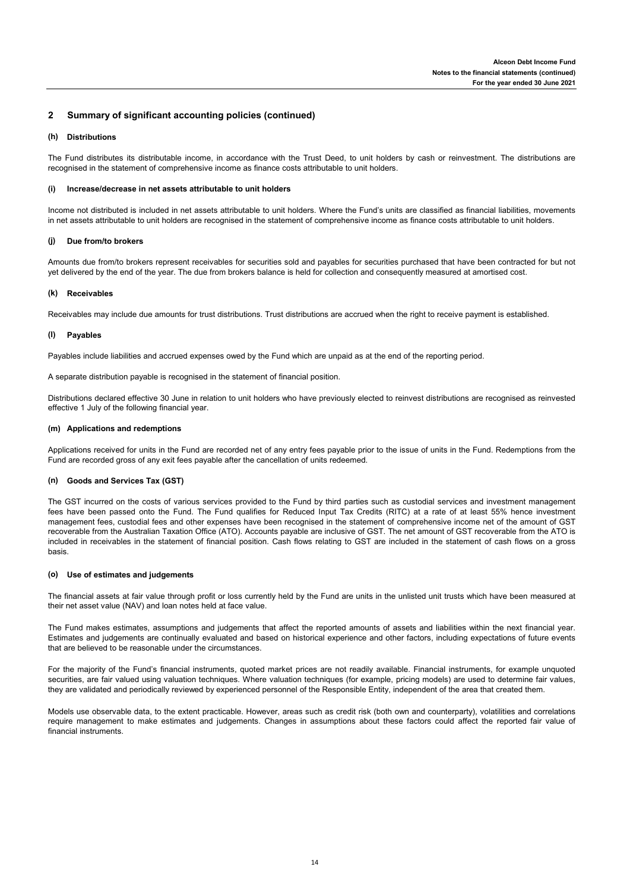## 2 Summary of significant accounting policies (continued)

### (h) Distributions

The Fund distributes its distributable income, in accordance with the Trust Deed, to unit holders by cash or reinvestment. The distributions are recognised in the statement of comprehensive income as finance costs attributable to unit holders.

### (i) Increase/decrease in net assets attributable to unit holders

Income not distributed is included in net assets attributable to unit holders. Where the Fund's units are classified as financial liabilities, movements in net assets attributable to unit holders are recognised in the statement of comprehensive income as finance costs attributable to unit holders.

### (j) Due from/to brokers

Amounts due from/to brokers represent receivables for securities sold and payables for securities purchased that have been contracted for but not yet delivered by the end of the year. The due from brokers balance is held for collection and consequently measured at amortised cost.

### (k) Receivables

Receivables may include due amounts for trust distributions. Trust distributions are accrued when the right to receive payment is established.

### (l) Payables

Payables include liabilities and accrued expenses owed by the Fund which are unpaid as at the end of the reporting period.

A separate distribution payable is recognised in the statement of financial position.

Distributions declared effective 30 June in relation to unit holders who have previously elected to reinvest distributions are recognised as reinvested effective 1 July of the following financial year.

### (m) Applications and redemptions

Applications received for units in the Fund are recorded net of any entry fees payable prior to the issue of units in the Fund. Redemptions from the Fund are recorded gross of any exit fees payable after the cancellation of units redeemed.

### (n) Goods and Services Tax (GST)

The GST incurred on the costs of various services provided to the Fund by third parties such as custodial services and investment management fees have been passed onto the Fund. The Fund qualifies for Reduced Input Tax Credits (RITC) at a rate of at least 55% hence investment management fees, custodial fees and other expenses have been recognised in the statement of comprehensive income net of the amount of GST recoverable from the Australian Taxation Office (ATO). Accounts payable are inclusive of GST. The net amount of GST recoverable from the ATO is included in receivables in the statement of financial position. Cash flows relating to GST are included in the statement of cash flows on a gross basis.

### (o) Use of estimates and judgements

The financial assets at fair value through profit or loss currently held by the Fund are units in the unlisted unit trusts which have been measured at their net asset value (NAV) and loan notes held at face value.

The Fund makes estimates, assumptions and judgements that affect the reported amounts of assets and liabilities within the next financial year. Estimates and judgements are continually evaluated and based on historical experience and other factors, including expectations of future events that are believed to be reasonable under the circumstances.

For the majority of the Fund's financial instruments, quoted market prices are not readily available. Financial instruments, for example unquoted securities, are fair valued using valuation techniques. Where valuation techniques (for example, pricing models) are used to determine fair values, they are validated and periodically reviewed by experienced personnel of the Responsible Entity, independent of the area that created them.

Models use observable data, to the extent practicable. However, areas such as credit risk (both own and counterparty), volatilities and correlations require management to make estimates and judgements. Changes in assumptions about these factors could affect the reported fair value of financial instruments.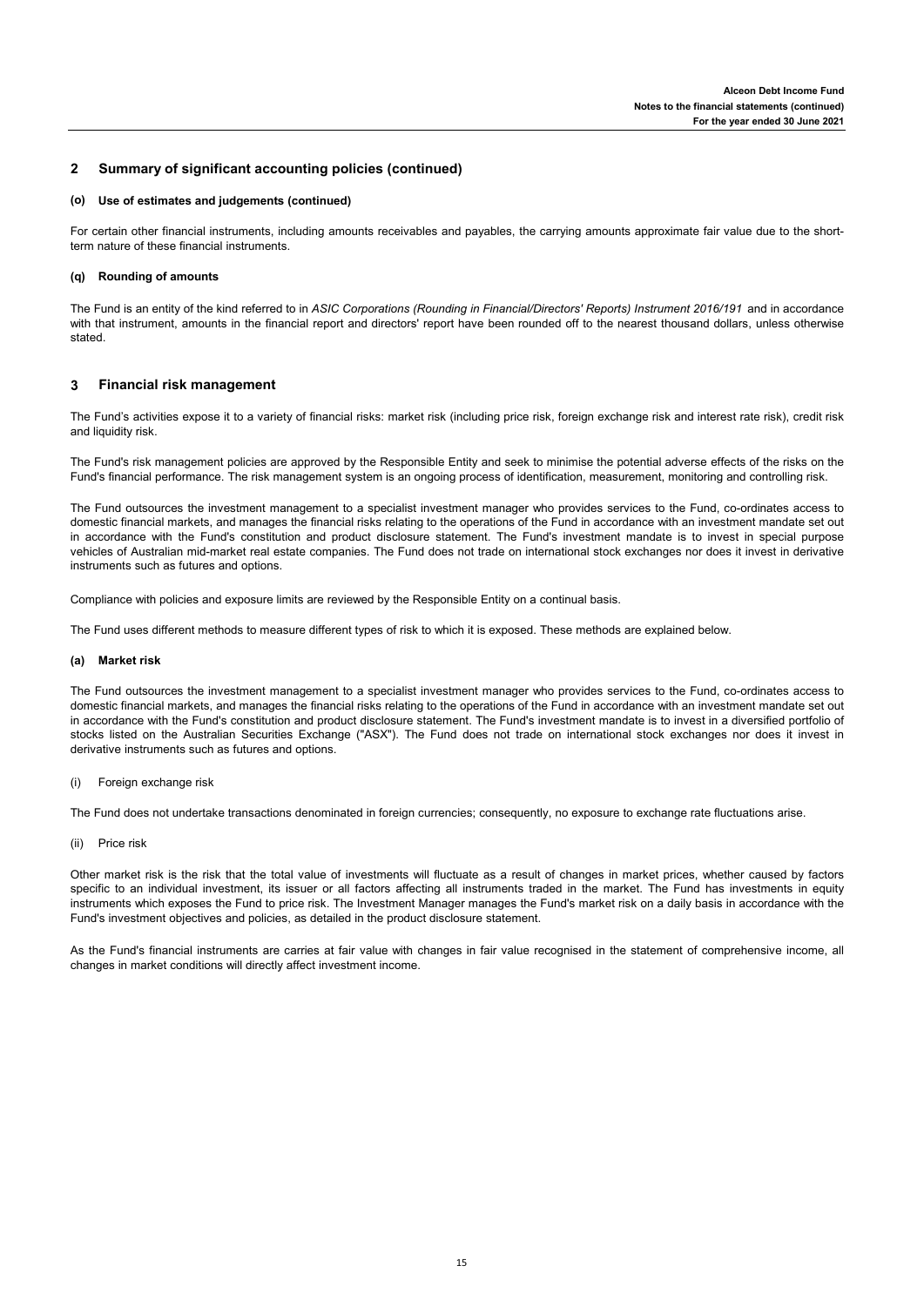## 2 Summary of significant accounting policies (continued)

### (o) Use of estimates and judgements (continued)

For certain other financial instruments, including amounts receivables and payables, the carrying amounts approximate fair value due to the short-term nature of these financial instruments.

### (q) Rounding of amounts

The Fund is an entity of the kind referred to in *ASIC Corporations (Rounding in Financial/Directors' Reports) Instrument 2016/191* and in accordance with that instrument, amounts in the financial report and directors' report have been rounded off to the nearest thousand dollars, unless otherwise stated.

## 3 Financial risk management

The Fund's activities expose it to a variety of financial risks: market risk (including price risk, foreign exchange risk and interest rate risk), credit risk and liquidity risk.

The Fund's risk management policies are approved by the Responsible Entity and seek to minimise the potential adverse effects of the risks on the Fund's financial performance. The risk management system is an ongoing process of identification, measurement, monitoring and controlling risk.

The Fund outsources the investment management to a specialist investment manager who provides services to the Fund, co-ordinates access to domestic financial markets, and manages the financial risks relating to the operations of the Fund in accordance with an investment mandate set out in accordance with the Fund's constitution and product disclosure statement. The Fund's investment mandate is to invest in special purpose vehicles of Australian mid-market real estate companies. The Fund does not trade on international stock exchanges nor does it invest in derivative instruments such as futures and options.

Compliance with policies and exposure limits are reviewed by the Responsible Entity on a continual basis.

The Fund uses different methods to measure different types of risk to which it is exposed. These methods are explained below.

### (a) Market risk

The Fund outsources the investment management to a specialist investment manager who provides services to the Fund, co-ordinates access to domestic financial markets, and manages the financial risks relating to the operations of the Fund in accordance with an investment mandate set out in accordance with the Fund's constitution and product disclosure statement. The Fund's investment mandate is to invest in a diversified portfolio of stocks listed on the Australian Securities Exchange ("ASX"). The Fund does not trade on international stock exchanges nor does it invest in derivative instruments such as futures and options.

(i) Foreign exchange risk

The Fund does not undertake transactions denominated in foreign currencies; consequently, no exposure to exchange rate fluctuations arise.

(ii) Price risk

Other market risk is the risk that the total value of investments will fluctuate as a result of changes in market prices, whether caused by factors specific to an individual investment, its issuer or all factors affecting all instruments traded in the market. The Fund has investments in equity instruments which exposes the Fund to price risk. The Investment Manager manages the Fund's market risk on a daily basis in accordance with the Fund's investment objectives and policies, as detailed in the product disclosure statement.

As the Fund's financial instruments are carries at fair value with changes in fair value recognised in the statement of comprehensive income, all changes in market conditions will directly affect investment income.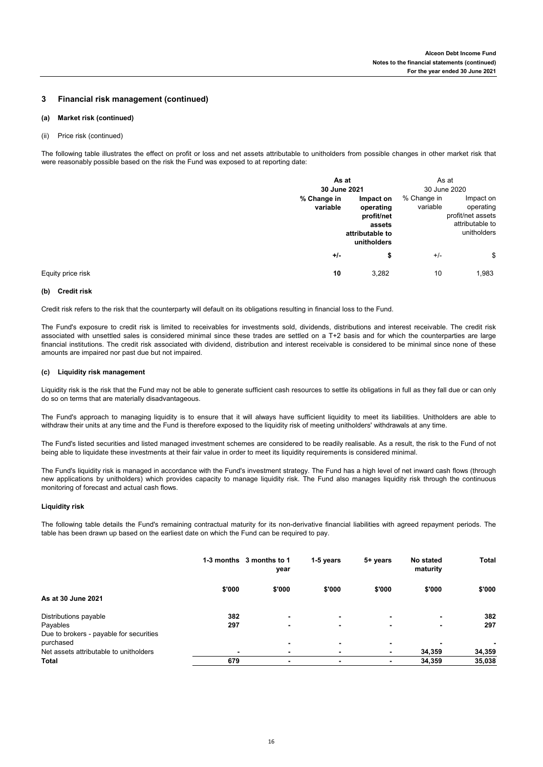## 3 Financial risk management (continued)

### (a) Market risk (continued)

(ii) Price risk (continued)

The following table illustrates the effect on profit or loss and net assets attributable to unitholders from possible changes in other market risk that were reasonably possible based on the risk the Fund was exposed to at reporting date:

| | **As at 30 June 2021** | | As at 30 June 2020 | |
|---|---|---|---|---|
| | **% Change in variable** | **Impact on operating profit/net assets attributable to unitholders** | % Change in variable | Impact on operating profit/net assets attributable to unitholders |
| | **+/-** | **$** | +/- | $ |
| Equity price risk | **10** | 3,282 | 10 | 1,983 |

### (b) Credit risk

Credit risk refers to the risk that the counterparty will default on its obligations resulting in financial loss to the Fund.

The Fund's exposure to credit risk is limited to receivables for investments sold, dividends, distributions and interest receivable. The credit risk associated with unsettled sales is considered minimal since these trades are settled on a T+2 basis and for which the counterparties are large financial institutions. The credit risk associated with dividend, distribution and interest receivable is considered to be minimal since none of these amounts are impaired nor past due but not impaired.

### (c) Liquidity risk management

Liquidity risk is the risk that the Fund may not be able to generate sufficient cash resources to settle its obligations in full as they fall due or can only do so on terms that are materially disadvantageous.

The Fund's approach to managing liquidity is to ensure that it will always have sufficient liquidity to meet its liabilities. Unitholders are able to withdraw their units at any time and the Fund is therefore exposed to the liquidity risk of meeting unitholders' withdrawals at any time.

The Fund's listed securities and listed managed investment schemes are considered to be readily realisable. As a result, the risk to the Fund of not being able to liquidate these investments at their fair value in order to meet its liquidity requirements is considered minimal.

The Fund's liquidity risk is managed in accordance with the Fund's investment strategy. The Fund has a high level of net inward cash flows (through new applications by unitholders) which provides capacity to manage liquidity risk. The Fund also manages liquidity risk through the continuous monitoring of forecast and actual cash flows.

#### Liquidity risk

The following table details the Fund's remaining contractual maturity for its non-derivative financial liabilities with agreed repayment periods. The table has been drawn up based on the earliest date on which the Fund can be required to pay.

| | **1-3 months** | **3 months to 1 year** | **1-5 years** | **5+ years** | **No stated maturity** | **Total** |
|---|---|---|---|---|---|---|
| | **$'000** | **$'000** | **$'000** | **$'000** | **$'000** | **$'000** |
| **As at 30 June 2021** | | | | | | |
| Distributions payable | **382** | **-** | **-** | **-** | **-** | **382** |
| Payables | **297** | **-** | **-** | **-** | **-** | **297** |
| Due to brokers - payable for securities purchased | | **-** | **-** | **-** | **-** | **-** |
| Net assets attributable to unitholders | **-** | **-** | **-** | **-** | **34,359** | **34,359** |
| **Total** | **679** | **-** | **-** | **-** | **34,359** | **35,038** |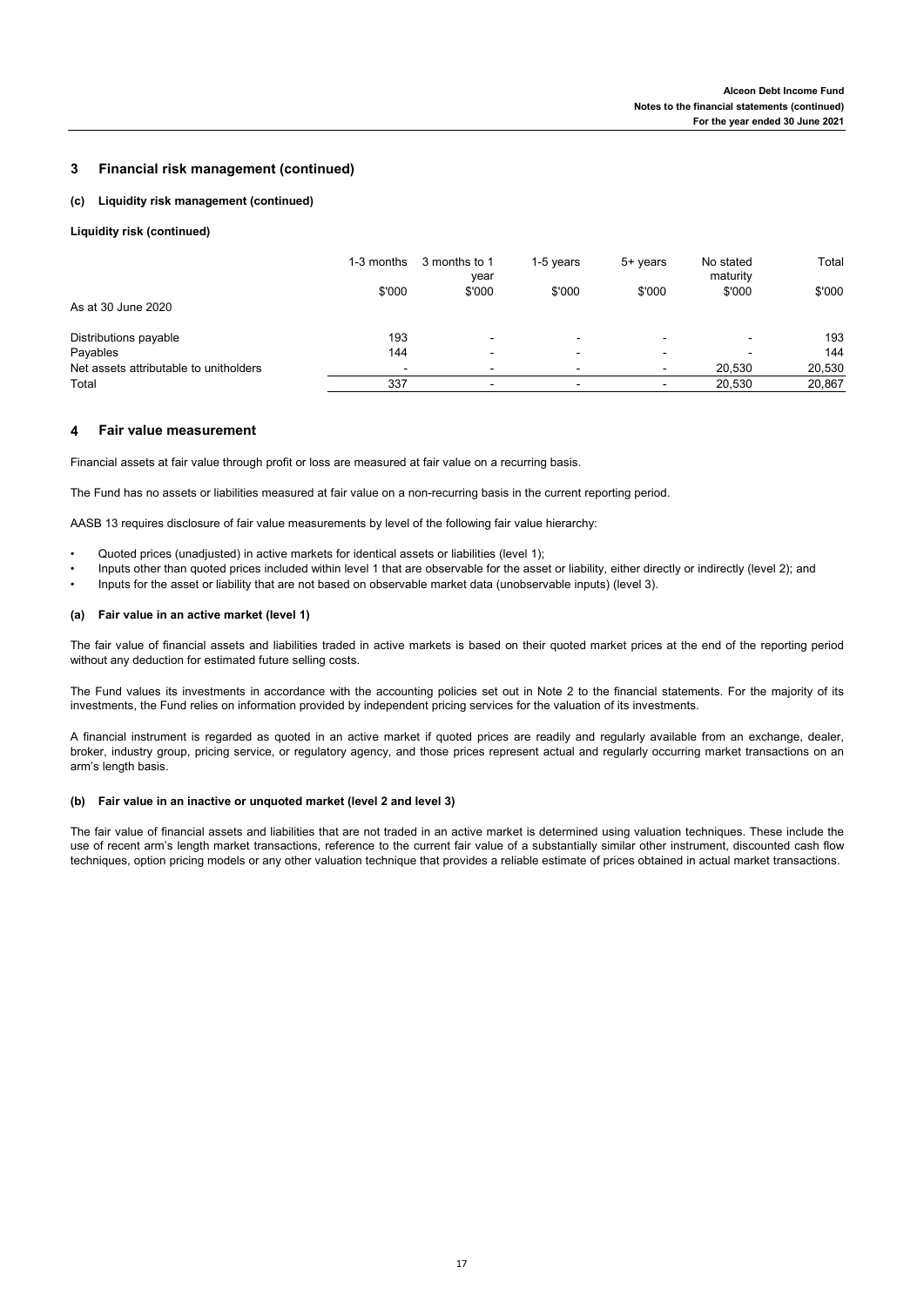## 3 Financial risk management (continued)

### (c) Liquidity risk management (continued)

**Liquidity risk (continued)**

| | 1-3 months | 3 months to 1 year | 1-5 years | 5+ years | No stated maturity | Total |
|---|---|---|---|---|---|---|
| | $'000 | $'000 | $'000 | $'000 | $'000 | $'000 |
| As at 30 June 2020 | | | | | | |
| Distributions payable | 193 | - | - | - | - | 193 |
| Payables | 144 | - | - | - | - | 144 |
| Net assets attributable to unitholders | - | - | - | - | 20,530 | 20,530 |
| Total | 337 | - | - | - | 20,530 | 20,867 |

## 4 Fair value measurement

Financial assets at fair value through profit or loss are measured at fair value on a recurring basis.

The Fund has no assets or liabilities measured at fair value on a non-recurring basis in the current reporting period.

AASB 13 requires disclosure of fair value measurements by level of the following fair value hierarchy:

- Quoted prices (unadjusted) in active markets for identical assets or liabilities (level 1);
- Inputs other than quoted prices included within level 1 that are observable for the asset or liability, either directly or indirectly (level 2); and
- Inputs for the asset or liability that are not based on observable market data (unobservable inputs) (level 3).

### (a) Fair value in an active market (level 1)

The fair value of financial assets and liabilities traded in active markets is based on their quoted market prices at the end of the reporting period without any deduction for estimated future selling costs.

The Fund values its investments in accordance with the accounting policies set out in Note 2 to the financial statements. For the majority of its investments, the Fund relies on information provided by independent pricing services for the valuation of its investments.

A financial instrument is regarded as quoted in an active market if quoted prices are readily and regularly available from an exchange, dealer, broker, industry group, pricing service, or regulatory agency, and those prices represent actual and regularly occurring market transactions on an arm's length basis.

### (b) Fair value in an inactive or unquoted market (level 2 and level 3)

The fair value of financial assets and liabilities that are not traded in an active market is determined using valuation techniques. These include the use of recent arm's length market transactions, reference to the current fair value of a substantially similar other instrument, discounted cash flow techniques, option pricing models or any other valuation technique that provides a reliable estimate of prices obtained in actual market transactions.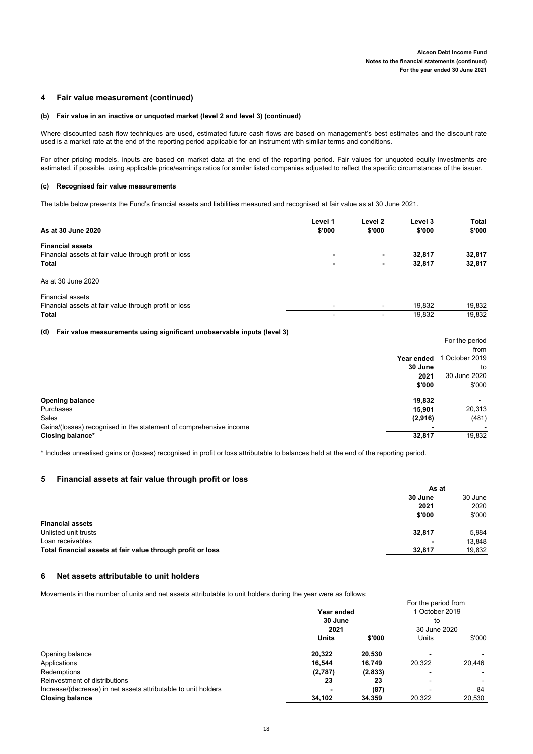## 4 Fair value measurement (continued)

### (b) Fair value in an inactive or unquoted market (level 2 and level 3) (continued)

Where discounted cash flow techniques are used, estimated future cash flows are based on management's best estimates and the discount rate used is a market rate at the end of the reporting period applicable for an instrument with similar terms and conditions.

For other pricing models, inputs are based on market data at the end of the reporting period. Fair values for unquoted equity investments are estimated, if possible, using applicable price/earnings ratios for similar listed companies adjusted to reflect the specific circumstances of the issuer.

### (c) Recognised fair value measurements

The table below presents the Fund's financial assets and liabilities measured and recognised at fair value as at 30 June 2021.

| **As at 30 June 2020** | **Level 1 \$'000** | **Level 2 \$'000** | **Level 3 \$'000** | **Total \$'000** |
|---|---|---|---|---|
| **Financial assets** | | | | |
| Financial assets at fair value through profit or loss | **-** | **-** | **32,817** | **32,817** |
| **Total** | **-** | **-** | **32,817** | **32,817** |
| As at 30 June 2020 | | | | |
| Financial assets | | | | |
| Financial assets at fair value through profit or loss | - | - | 19,832 | 19,832 |
| **Total** | - | - | 19,832 | 19,832 |

### (d) Fair value measurements using significant unobservable inputs (level 3)

| | **Year ended 30 June 2021 \$'000** | For the period from 1 October 2019 to 30 June 2020 \$'000 |
|---|---|---|
| **Opening balance** | **19,832** | - |
| Purchases | **15,901** | 20,313 |
| Sales | **(2,916)** | (481) |
| Gains/(losses) recognised in the statement of comprehensive income | - | - |
| **Closing balance*** | **32,817** | 19,832 |

\* Includes unrealised gains or (losses) recognised in profit or loss attributable to balances held at the end of the reporting period.

## 5 Financial assets at fair value through profit or loss

| | **As at 30 June 2021 \$'000** | 30 June 2020 \$'000 |
|---|---|---|
| **Financial assets** | | |
| Unlisted unit trusts | **32,817** | 5,984 |
| Loan receivables | **-** | 13,848 |
| **Total financial assets at fair value through profit or loss** | **32,817** | 19,832 |

## 6 Net assets attributable to unit holders

Movements in the number of units and net assets attributable to unit holders during the year were as follows:

| | **Year ended 30 June 2021** | | For the period from 1 October 2019 to 30 June 2020 | |
|---|---|---|---|---|
| | **Units** | **\$'000** | Units | \$'000 |
| Opening balance | **20,322** | **20,530** | - | - |
| Applications | **16,544** | **16,749** | 20,322 | 20,446 |
| Redemptions | **(2,787)** | **(2,833)** | - | - |
| Reinvestment of distributions | **23** | **23** | - | - |
| Increase/(decrease) in net assets attributable to unit holders | **-** | **(87)** | - | 84 |
| **Closing balance** | **34,102** | **34,359** | 20,322 | 20,530 |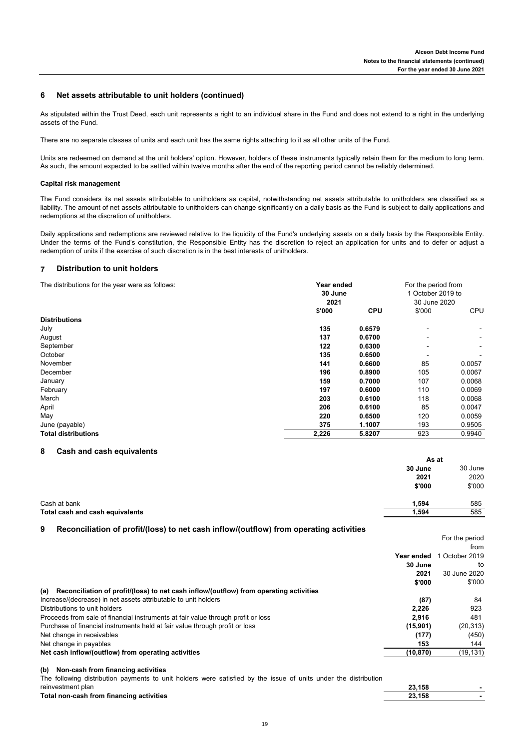## 6 Net assets attributable to unit holders (continued)

As stipulated within the Trust Deed, each unit represents a right to an individual share in the Fund and does not extend to a right in the underlying assets of the Fund.

There are no separate classes of units and each unit has the same rights attaching to it as all other units of the Fund.

Units are redeemed on demand at the unit holders' option. However, holders of these instruments typically retain them for the medium to long term. As such, the amount expected to be settled within twelve months after the end of the reporting period cannot be reliably determined.

**Capital risk management**

The Fund considers its net assets attributable to unitholders as capital, notwithstanding net assets attributable to unitholders are classified as a liability. The amount of net assets attributable to unitholders can change significantly on a daily basis as the Fund is subject to daily applications and redemptions at the discretion of unitholders.

Daily applications and redemptions are reviewed relative to the liquidity of the Fund's underlying assets on a daily basis by the Responsible Entity. Under the terms of the Fund's constitution, the Responsible Entity has the discretion to reject an application for units and to defer or adjust a redemption of units if the exercise of such discretion is in the best interests of unitholders.

## 7 Distribution to unit holders

The distributions for the year were as follows:

| | **Year ended 30 June 2021** | | For the period from 1 October 2019 to 30 June 2020 | |
|---|---|---|---|---|
| | **\$'000** | **CPU** | \$'000 | CPU |
| **Distributions** | | | | |
| July | **135** | **0.6579** | - | - |
| August | **137** | **0.6700** | - | - |
| September | **122** | **0.6300** | - | - |
| October | **135** | **0.6500** | - | - |
| November | **141** | **0.6600** | 85 | 0.0057 |
| December | **196** | **0.8900** | 105 | 0.0067 |
| January | **159** | **0.7000** | 107 | 0.0068 |
| February | **197** | **0.6000** | 110 | 0.0069 |
| March | **203** | **0.6100** | 118 | 0.0068 |
| April | **206** | **0.6100** | 85 | 0.0047 |
| May | **220** | **0.6500** | 120 | 0.0059 |
| June (payable) | **375** | **1.1007** | 193 | 0.9505 |
| **Total distributions** | **2,226** | **5.8207** | 923 | 0.9940 |

## 8 Cash and cash equivalents

| | **As at 30 June 2021** | As at 30 June 2020 |
|---|---|---|
| | **\$'000** | \$'000 |
| Cash at bank | **1,594** | 585 |
| **Total cash and cash equivalents** | **1,594** | 585 |

## 9 Reconciliation of profit/(loss) to net cash inflow/(outflow) from operating activities

| | **Year ended 30 June 2021** | For the period from 1 October 2019 to 30 June 2020 |
|---|---|---|
| | **\$'000** | \$'000 |
| **(a) Reconciliation of profit/(loss) to net cash inflow/(outflow) from operating activities** | | |
| Increase/(decrease) in net assets attributable to unit holders | **(87)** | 84 |
| Distributions to unit holders | **2,226** | 923 |
| Proceeds from sale of financial instruments at fair value through profit or loss | **2,916** | 481 |
| Purchase of financial instruments held at fair value through profit or loss | **(15,901)** | (20,313) |
| Net change in receivables | **(177)** | (450) |
| Net change in payables | **153** | 144 |
| **Net cash inflow/(outflow) from operating activities** | **(10,870)** | (19,131) |

**(b) Non-cash from financing activities**

| | | |
|---|---|---|
| The following distribution payments to unit holders were satisfied by the issue of units under the distribution reinvestment plan | **23,158** | **-** |
| **Total non-cash from financing activities** | **23,158** | **-** |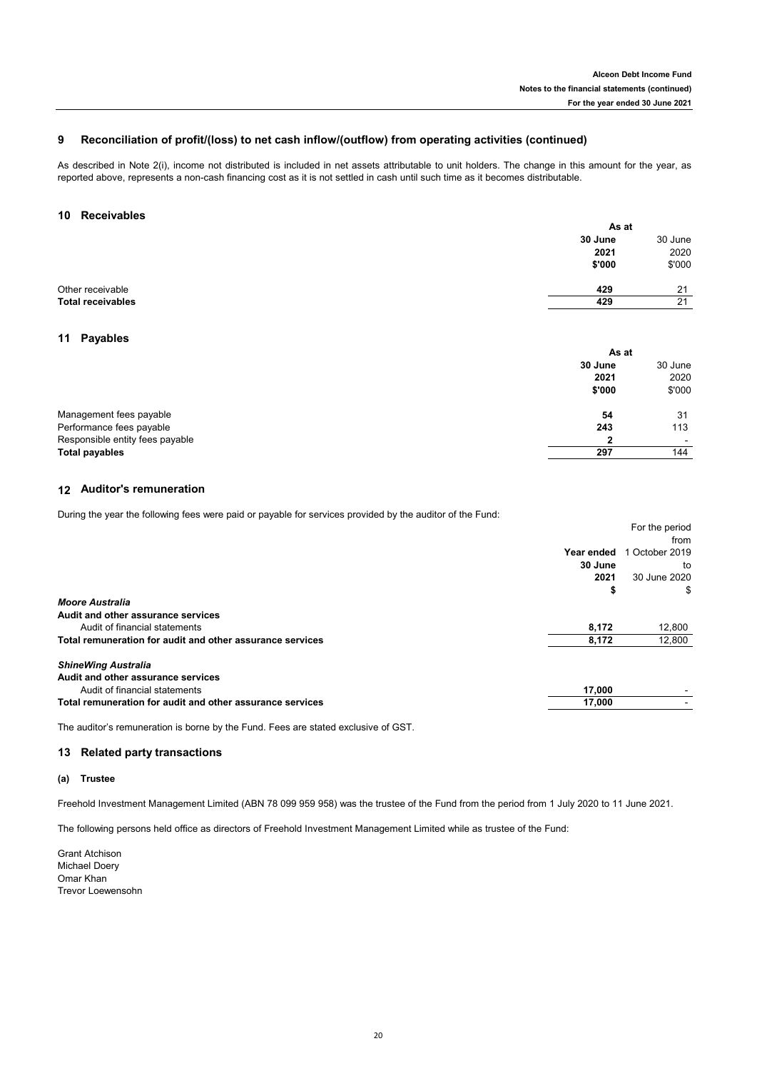## 9 Reconciliation of profit/(loss) to net cash inflow/(outflow) from operating activities (continued)

As described in Note 2(i), income not distributed is included in net assets attributable to unit holders. The change in this amount for the year, as reported above, represents a non-cash financing cost as it is not settled in cash until such time as it becomes distributable.

## 10 Receivables

| | As at | |
|---|---|---|
| | **30 June 2021 $'000** | 30 June 2020 $'000 |
| Other receivable | **429** | 21 |
| **Total receivables** | **429** | 21 |

## 11 Payables

| | As at | |
|---|---|---|
| | **30 June 2021 $'000** | 30 June 2020 $'000 |
| Management fees payable | **54** | 31 |
| Performance fees payable | **243** | 113 |
| Responsible entity fees payable | **2** | - |
| **Total payables** | **297** | 144 |

## 12 Auditor's remuneration

During the year the following fees were paid or payable for services provided by the auditor of the Fund:

| | **Year ended 30 June 2021 $** | For the period from 1 October 2019 to 30 June 2020 $ |
|---|---|---|
| ***Moore Australia*** | | |
| **Audit and other assurance services** | | |
| Audit of financial statements | **8,172** | 12,800 |
| **Total remuneration for audit and other assurance services** | **8,172** | 12,800 |
| ***ShineWing Australia*** | | |
| **Audit and other assurance services** | | |
| Audit of financial statements | **17,000** | - |
| **Total remuneration for audit and other assurance services** | **17,000** | - |

The auditor's remuneration is borne by the Fund. Fees are stated exclusive of GST.

## 13 Related party transactions

### (a) Trustee

Freehold Investment Management Limited (ABN 78 099 959 958) was the trustee of the Fund from the period from 1 July 2020 to 11 June 2021.

The following persons held office as directors of Freehold Investment Management Limited while as trustee of the Fund:

Grant Atchison
Michael Doery
Omar Khan
Trevor Loewensohn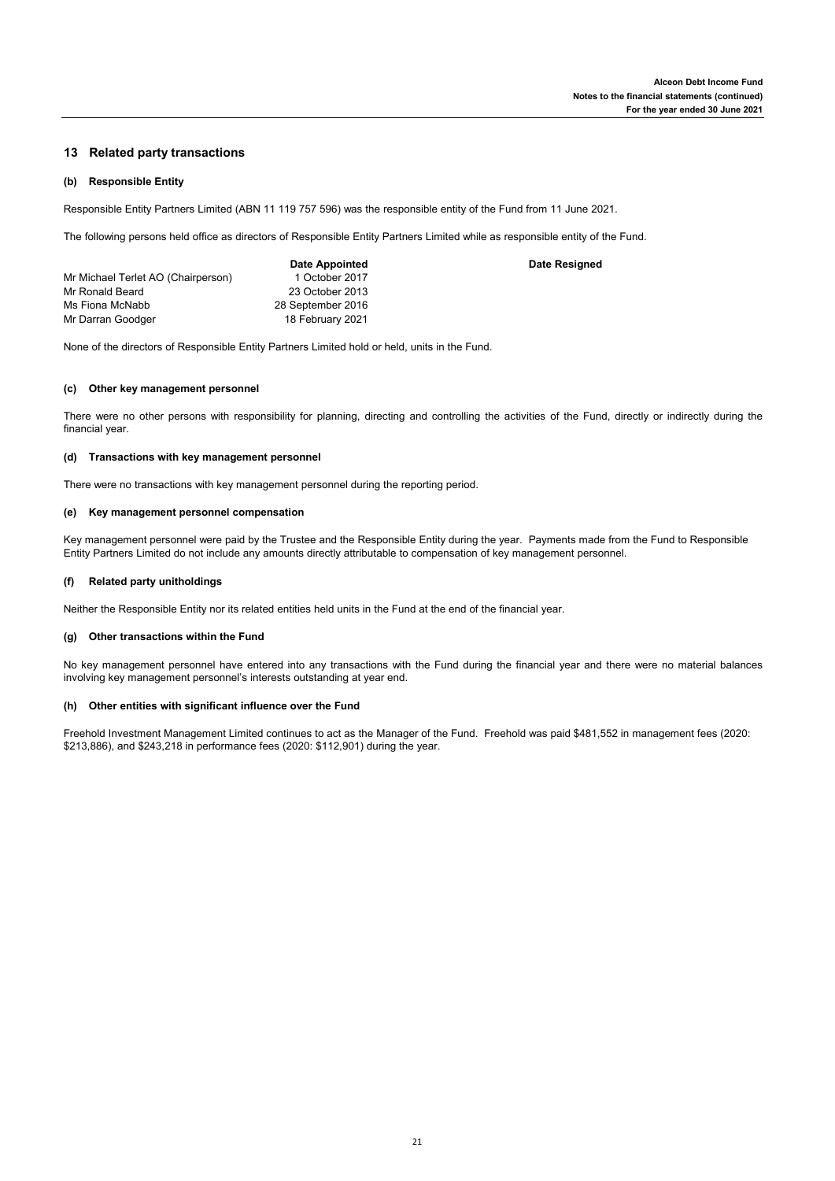## 13 Related party transactions

### (b) Responsible Entity

Responsible Entity Partners Limited (ABN 11 119 757 596) was the responsible entity of the Fund from 11 June 2021.

The following persons held office as directors of Responsible Entity Partners Limited while as responsible entity of the Fund.

| | Date Appointed | Date Resigned |
|---|---|---|
| Mr Michael Terlet AO (Chairperson) | 1 October 2017 | |
| Mr Ronald Beard | 23 October 2013 | |
| Ms Fiona McNabb | 28 September 2016 | |
| Mr Darran Goodger | 18 February 2021 | |

None of the directors of Responsible Entity Partners Limited hold or held, units in the Fund.

### (c) Other key management personnel

There were no other persons with responsibility for planning, directing and controlling the activities of the Fund, directly or indirectly during the financial year.

### (d) Transactions with key management personnel

There were no transactions with key management personnel during the reporting period.

### (e) Key management personnel compensation

Key management personnel were paid by the Trustee and the Responsible Entity during the year. Payments made from the Fund to Responsible Entity Partners Limited do not include any amounts directly attributable to compensation of key management personnel.

### (f) Related party unitholdings

Neither the Responsible Entity nor its related entities held units in the Fund at the end of the financial year.

### (g) Other transactions within the Fund

No key management personnel have entered into any transactions with the Fund during the financial year and there were no material balances involving key management personnel's interests outstanding at year end.

### (h) Other entities with significant influence over the Fund

Freehold Investment Management Limited continues to act as the Manager of the Fund. Freehold was paid $481,552 in management fees (2020: $213,886), and $243,218 in performance fees (2020: $112,901) during the year.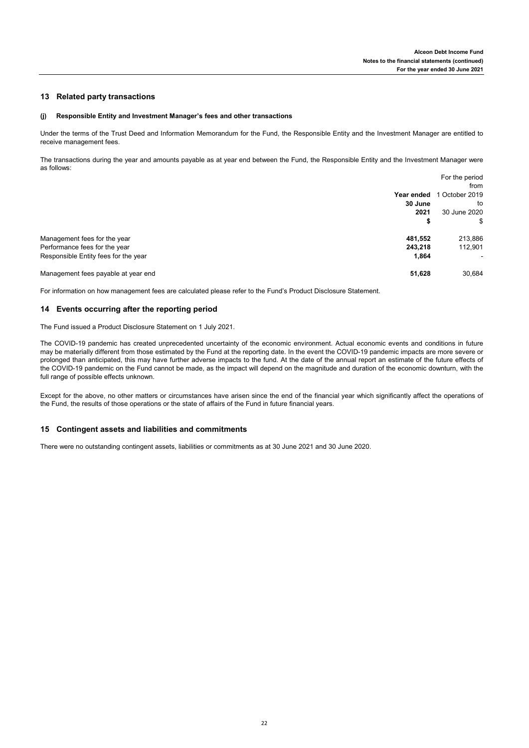## 13 Related party transactions

### (j) Responsible Entity and Investment Manager's fees and other transactions

Under the terms of the Trust Deed and Information Memorandum for the Fund, the Responsible Entity and the Investment Manager are entitled to receive management fees.

The transactions during the year and amounts payable as at year end between the Fund, the Responsible Entity and the Investment Manager were as follows:

| | **Year ended 30 June 2021** | For the period from 1 October 2019 to 30 June 2020 |
|---|---|---|
| | **$** | $ |
| Management fees for the year | **481,552** | 213,886 |
| Performance fees for the year | **243,218** | 112,901 |
| Responsible Entity fees for the year | **1,864** | - |
| Management fees payable at year end | **51,628** | 30,684 |

For information on how management fees are calculated please refer to the Fund's Product Disclosure Statement.

## 14 Events occurring after the reporting period

The Fund issued a Product Disclosure Statement on 1 July 2021.

The COVID-19 pandemic has created unprecedented uncertainty of the economic environment. Actual economic events and conditions in future may be materially different from those estimated by the Fund at the reporting date. In the event the COVID-19 pandemic impacts are more severe or prolonged than anticipated, this may have further adverse impacts to the fund. At the date of the annual report an estimate of the future effects of the COVID-19 pandemic on the Fund cannot be made, as the impact will depend on the magnitude and duration of the economic downturn, with the full range of possible effects unknown.

Except for the above, no other matters or circumstances have arisen since the end of the financial year which significantly affect the operations of the Fund, the results of those operations or the state of affairs of the Fund in future financial years.

## 15 Contingent assets and liabilities and commitments

There were no outstanding contingent assets, liabilities or commitments as at 30 June 2021 and 30 June 2020.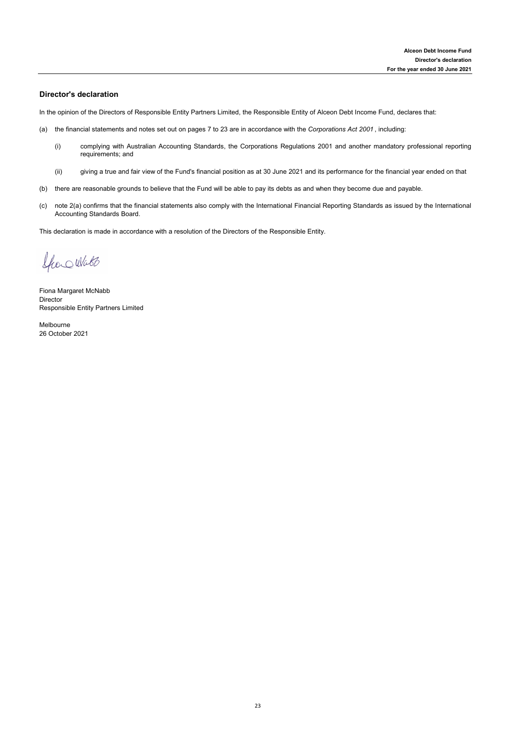## Director's declaration

In the opinion of the Directors of Responsible Entity Partners Limited, the Responsible Entity of Alceon Debt Income Fund, declares that:

(a) the financial statements and notes set out on pages 7 to 23 are in accordance with the *Corporations Act 2001* , including:

  (i) complying with Australian Accounting Standards, the Corporations Regulations 2001 and another mandatory professional reporting requirements; and

  (ii) giving a true and fair view of the Fund's financial position as at 30 June 2021 and its performance for the financial year ended on that

(b) there are reasonable grounds to believe that the Fund will be able to pay its debts as and when they become due and payable.

(c) note 2(a) confirms that the financial statements also comply with the International Financial Reporting Standards as issued by the International Accounting Standards Board.

This declaration is made in accordance with a resolution of the Directors of the Responsible Entity.

Fiona Margaret McNabb
Director
Responsible Entity Partners Limited

Melbourne
26 October 2021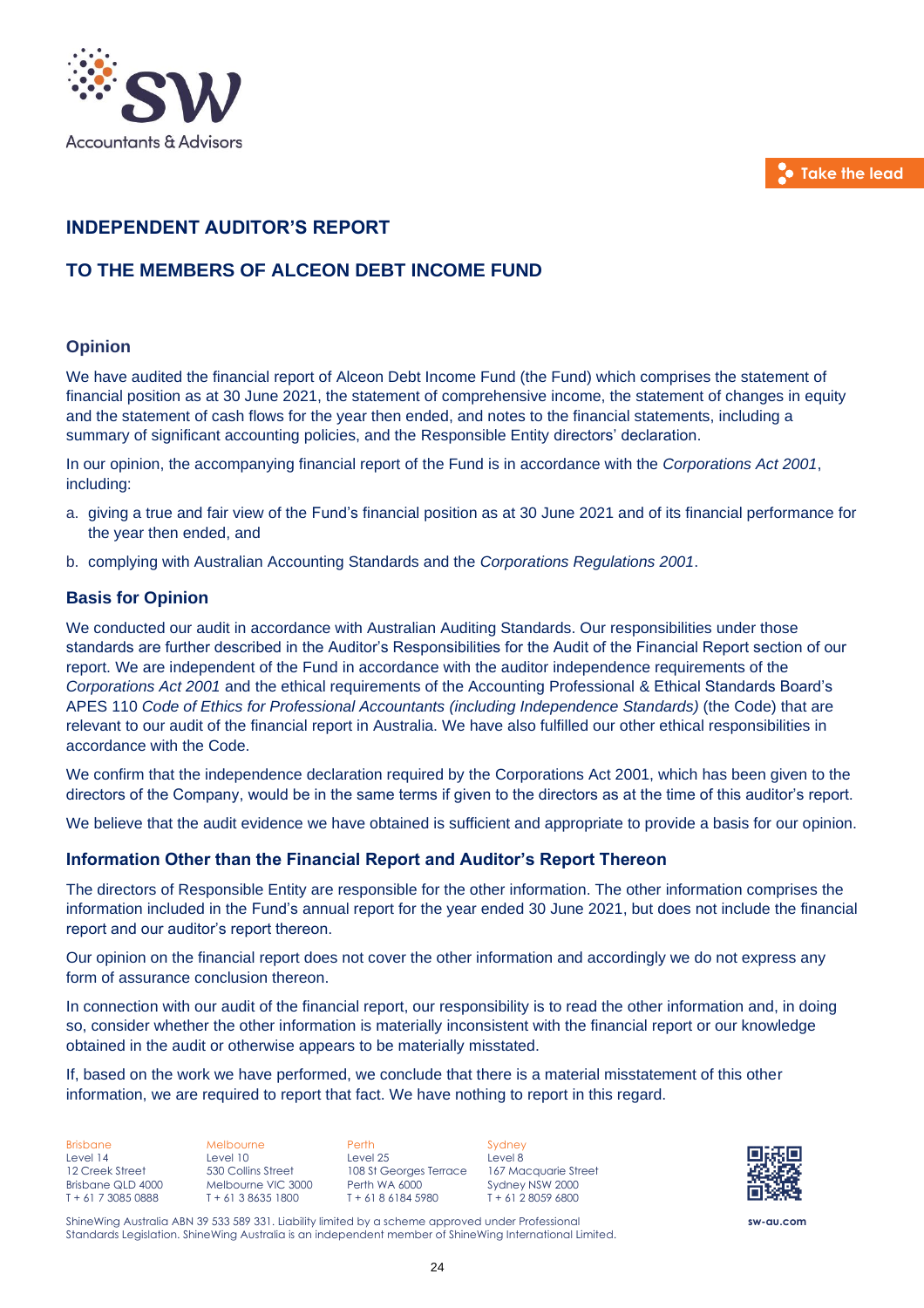# INDEPENDENT AUDITOR'S REPORT

# TO THE MEMBERS OF ALCEON DEBT INCOME FUND

## Opinion

We have audited the financial report of Alceon Debt Income Fund (the Fund) which comprises the statement of financial position as at 30 June 2021, the statement of comprehensive income, the statement of changes in equity and the statement of cash flows for the year then ended, and notes to the financial statements, including a summary of significant accounting policies, and the Responsible Entity directors' declaration.

In our opinion, the accompanying financial report of the Fund is in accordance with the *Corporations Act 2001*, including:

a. giving a true and fair view of the Fund's financial position as at 30 June 2021 and of its financial performance for the year then ended, and

b. complying with Australian Accounting Standards and the *Corporations Regulations 2001*.

## Basis for Opinion

We conducted our audit in accordance with Australian Auditing Standards. Our responsibilities under those standards are further described in the Auditor's Responsibilities for the Audit of the Financial Report section of our report. We are independent of the Fund in accordance with the auditor independence requirements of the *Corporations Act 2001* and the ethical requirements of the Accounting Professional & Ethical Standards Board's APES 110 *Code of Ethics for Professional Accountants (including Independence Standards)* (the Code) that are relevant to our audit of the financial report in Australia. We have also fulfilled our other ethical responsibilities in accordance with the Code.

We confirm that the independence declaration required by the Corporations Act 2001, which has been given to the directors of the Company, would be in the same terms if given to the directors as at the time of this auditor's report.

We believe that the audit evidence we have obtained is sufficient and appropriate to provide a basis for our opinion.

## Information Other than the Financial Report and Auditor's Report Thereon

The directors of Responsible Entity are responsible for the other information. The other information comprises the information included in the Fund's annual report for the year ended 30 June 2021, but does not include the financial report and our auditor's report thereon.

Our opinion on the financial report does not cover the other information and accordingly we do not express any form of assurance conclusion thereon.

In connection with our audit of the financial report, our responsibility is to read the other information and, in doing so, consider whether the other information is materially inconsistent with the financial report or our knowledge obtained in the audit or otherwise appears to be materially misstated.

If, based on the work we have performed, we conclude that there is a material misstatement of this other information, we are required to report that fact. We have nothing to report in this regard.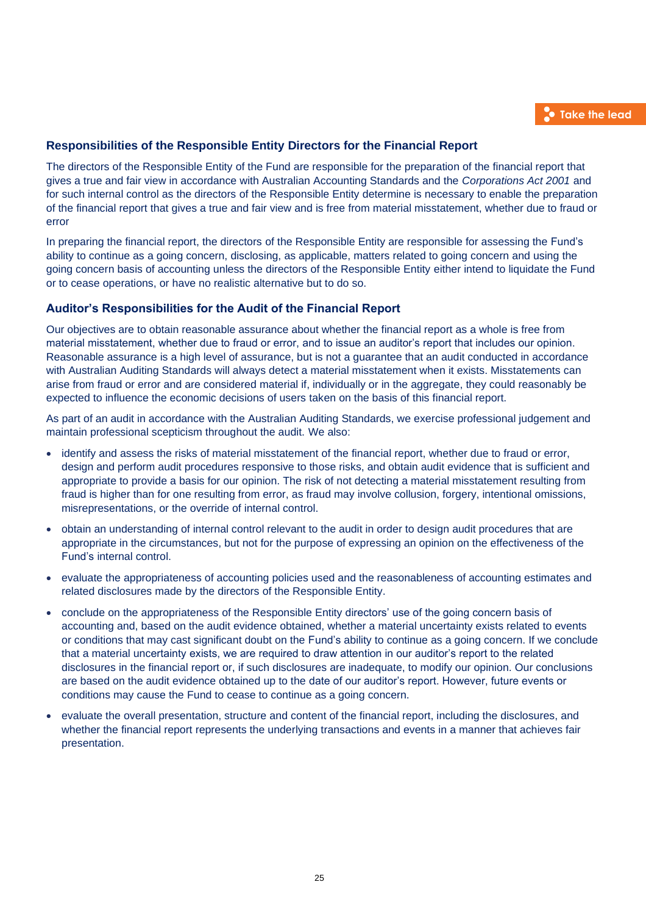## Responsibilities of the Responsible Entity Directors for the Financial Report

The directors of the Responsible Entity of the Fund are responsible for the preparation of the financial report that gives a true and fair view in accordance with Australian Accounting Standards and the *Corporations Act 2001* and for such internal control as the directors of the Responsible Entity determine is necessary to enable the preparation of the financial report that gives a true and fair view and is free from material misstatement, whether due to fraud or error

In preparing the financial report, the directors of the Responsible Entity are responsible for assessing the Fund's ability to continue as a going concern, disclosing, as applicable, matters related to going concern and using the going concern basis of accounting unless the directors of the Responsible Entity either intend to liquidate the Fund or to cease operations, or have no realistic alternative but to do so.

## Auditor's Responsibilities for the Audit of the Financial Report

Our objectives are to obtain reasonable assurance about whether the financial report as a whole is free from material misstatement, whether due to fraud or error, and to issue an auditor's report that includes our opinion. Reasonable assurance is a high level of assurance, but is not a guarantee that an audit conducted in accordance with Australian Auditing Standards will always detect a material misstatement when it exists. Misstatements can arise from fraud or error and are considered material if, individually or in the aggregate, they could reasonably be expected to influence the economic decisions of users taken on the basis of this financial report.

As part of an audit in accordance with the Australian Auditing Standards, we exercise professional judgement and maintain professional scepticism throughout the audit. We also:

- identify and assess the risks of material misstatement of the financial report, whether due to fraud or error, design and perform audit procedures responsive to those risks, and obtain audit evidence that is sufficient and appropriate to provide a basis for our opinion. The risk of not detecting a material misstatement resulting from fraud is higher than for one resulting from error, as fraud may involve collusion, forgery, intentional omissions, misrepresentations, or the override of internal control.
- obtain an understanding of internal control relevant to the audit in order to design audit procedures that are appropriate in the circumstances, but not for the purpose of expressing an opinion on the effectiveness of the Fund's internal control.
- evaluate the appropriateness of accounting policies used and the reasonableness of accounting estimates and related disclosures made by the directors of the Responsible Entity.
- conclude on the appropriateness of the Responsible Entity directors' use of the going concern basis of accounting and, based on the audit evidence obtained, whether a material uncertainty exists related to events or conditions that may cast significant doubt on the Fund's ability to continue as a going concern. If we conclude that a material uncertainty exists, we are required to draw attention in our auditor's report to the related disclosures in the financial report or, if such disclosures are inadequate, to modify our opinion. Our conclusions are based on the audit evidence obtained up to the date of our auditor's report. However, future events or conditions may cause the Fund to cease to continue as a going concern.
- evaluate the overall presentation, structure and content of the financial report, including the disclosures, and whether the financial report represents the underlying transactions and events in a manner that achieves fair presentation.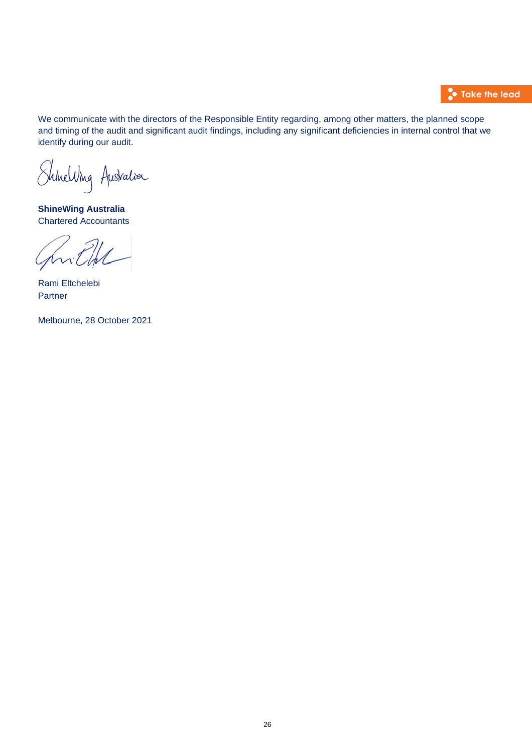We communicate with the directors of the Responsible Entity regarding, among other matters, the planned scope and timing of the audit and significant audit findings, including any significant deficiencies in internal control that we identify during our audit.

**ShineWing Australia**
Chartered Accountants

Rami Eltchelebi
Partner

Melbourne, 28 October 2021